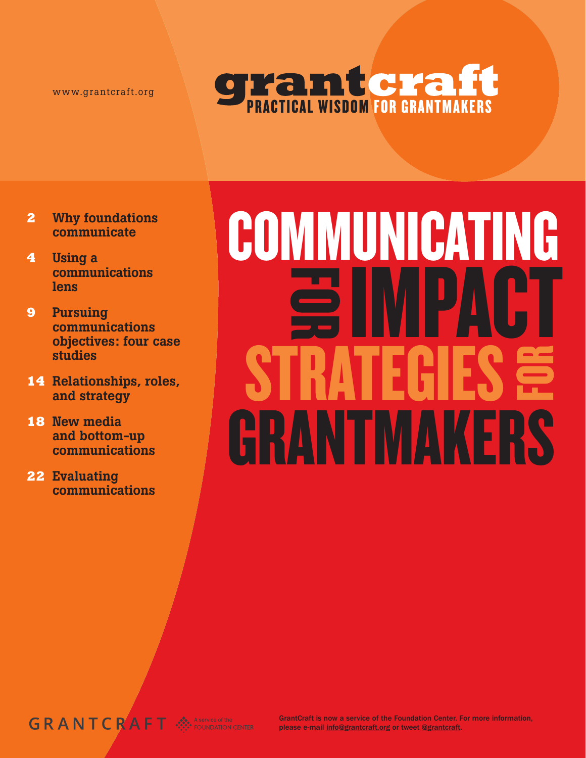www.grantcraft.org

**grantcraft**
PRACTICAL WISDOM FOR GRANTMAKERS

# COMMUNICATING FOR IMPACT

## STRATEGIES FOR GRANTMAKERS

- **2** Why foundations communicate
- **4** Using a communications lens
- **9** Pursuing communications objectives: four case studies
- **14** Relationships, roles, and strategy
- **18** New media and bottom-up communications
- **22** Evaluating communications

GRANTCRAFT — A service of the FOUNDATION CENTER

GrantCraft is now a service of the Foundation Center. For more information, please e-mail info@grantcraft.org or tweet @grantcraft.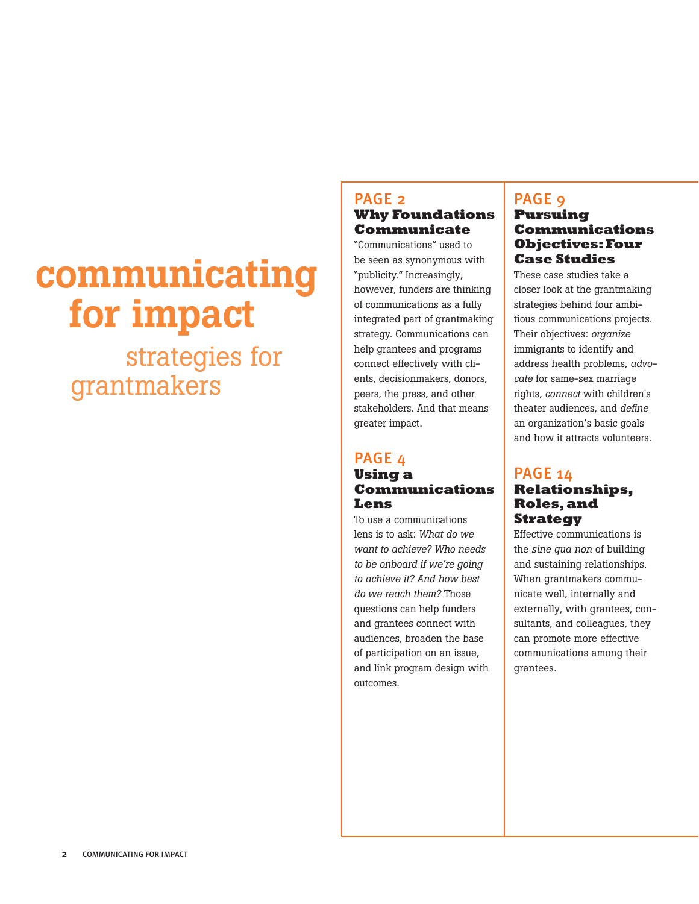# communicating for impact

## strategies for grantmakers

PAGE 2

### Why Foundations Communicate

"Communications" used to be seen as synonymous with "publicity." Increasingly, however, funders are thinking of communications as a fully integrated part of grantmaking strategy. Communications can help grantees and programs connect effectively with clients, decisionmakers, donors, peers, the press, and other stakeholders. And that means greater impact.

PAGE 4

### Using a Communications Lens

To use a communications lens is to ask: *What do we want to achieve? Who needs to be onboard if we're going to achieve it? And how best do we reach them?* Those questions can help funders and grantees connect with audiences, broaden the base of participation on an issue, and link program design with outcomes.

PAGE 9

### Pursuing Communications Objectives: Four Case Studies

These case studies take a closer look at the grantmaking strategies behind four ambitious communications projects. Their objectives: *organize* immigrants to identify and address health problems, *advocate* for same-sex marriage rights, *connect* with children's theater audiences, and *define* an organization's basic goals and how it attracts volunteers.

PAGE 14

### Relationships, Roles, and Strategy

Effective communications is the *sine qua non* of building and sustaining relationships. When grantmakers communicate well, internally and externally, with grantees, consultants, and colleagues, they can promote more effective communications among their grantees.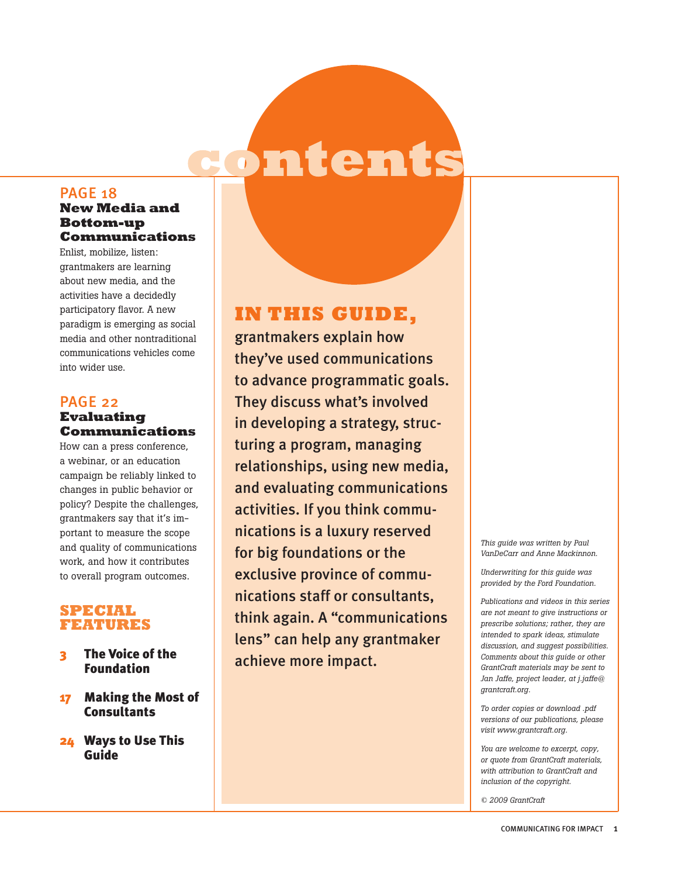# contents

## PAGE 18
### New Media and Bottom-up Communications

Enlist, mobilize, listen: grantmakers are learning about new media, and the activities have a decidedly participatory flavor. A new paradigm is emerging as social media and other nontraditional communications vehicles come into wider use.

## PAGE 22
### Evaluating Communications

How can a press conference, a webinar, or an education campaign be reliably linked to changes in public behavior or policy? Despite the challenges, grantmakers say that it's important to measure the scope and quality of communications work, and how it contributes to overall program outcomes.

## SPECIAL FEATURES

**3** The Voice of the Foundation

**17** Making the Most of Consultants

**24** Ways to Use This Guide

**IN THIS GUIDE,** grantmakers explain how they've used communications to advance programmatic goals. They discuss what's involved in developing a strategy, structuring a program, managing relationships, using new media, and evaluating communications activities. If you think communications is a luxury reserved for big foundations or the exclusive province of communications staff or consultants, think again. A "communications lens" can help any grantmaker achieve more impact.

*This guide was written by Paul VanDeCarr and Anne Mackinnon.*

*Underwriting for this guide was provided by the Ford Foundation.*

*Publications and videos in this series are not meant to give instructions or prescribe solutions; rather, they are intended to spark ideas, stimulate discussion, and suggest possibilities. Comments about this guide or other GrantCraft materials may be sent to Jan Jaffe, project leader, at j.jaffe@grantcraft.org.*

*To order copies or download .pdf versions of our publications, please visit www.grantcraft.org.*

*You are welcome to excerpt, copy, or quote from GrantCraft materials, with attribution to GrantCraft and inclusion of the copyright.*

*© 2009 GrantCraft*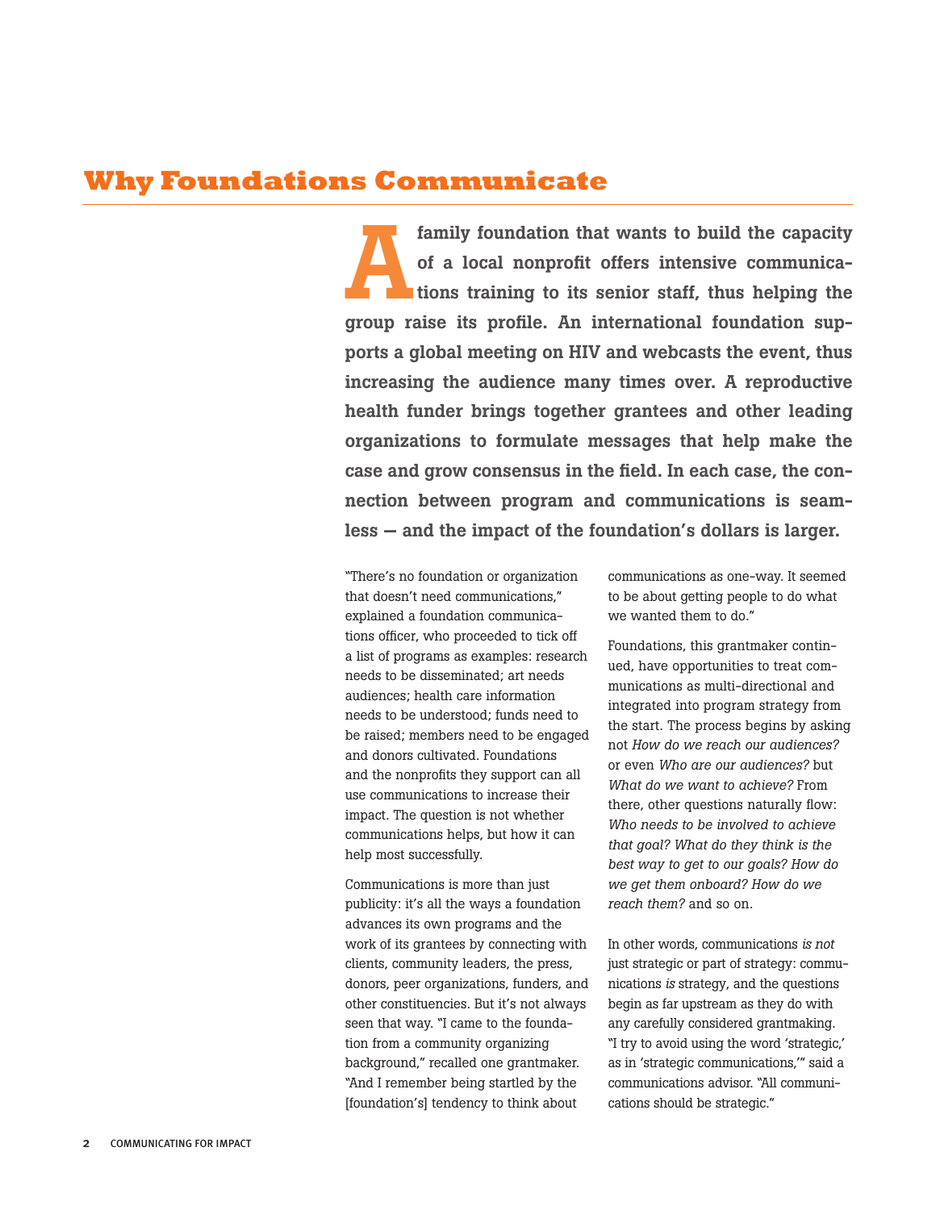# Why Foundations Communicate

**A family foundation that wants to build the capacity of a local nonprofit offers intensive communications training to its senior staff, thus helping the group raise its profile. An international foundation supports a global meeting on HIV and webcasts the event, thus increasing the audience many times over. A reproductive health funder brings together grantees and other leading organizations to formulate messages that help make the case and grow consensus in the field. In each case, the connection between program and communications is seamless — and the impact of the foundation's dollars is larger.**

"There's no foundation or organization that doesn't need communications," explained a foundation communications officer, who proceeded to tick off a list of programs as examples: research needs to be disseminated; art needs audiences; health care information needs to be understood; funds need to be raised; members need to be engaged and donors cultivated. Foundations and the nonprofits they support can all use communications to increase their impact. The question is not whether communications helps, but how it can help most successfully.

Communications is more than just publicity: it's all the ways a foundation advances its own programs and the work of its grantees by connecting with clients, community leaders, the press, donors, peer organizations, funders, and other constituencies. But it's not always seen that way. "I came to the foundation from a community organizing background," recalled one grantmaker. "And I remember being startled by the [foundation's] tendency to think about communications as one-way. It seemed to be about getting people to do what we wanted them to do."

Foundations, this grantmaker continued, have opportunities to treat communications as multi-directional and integrated into program strategy from the start. The process begins by asking not *How do we reach our audiences?* or even *Who are our audiences?* but *What do we want to achieve?* From there, other questions naturally flow: *Who needs to be involved to achieve that goal? What do they think is the best way to get to our goals? How do we get them onboard? How do we reach them?* and so on.

In other words, communications *is not* just strategic or part of strategy: communications *is* strategy, and the questions begin as far upstream as they do with any carefully considered grantmaking. "I try to avoid using the word 'strategic,' as in 'strategic communications,'" said a communications advisor. "All communications should be strategic."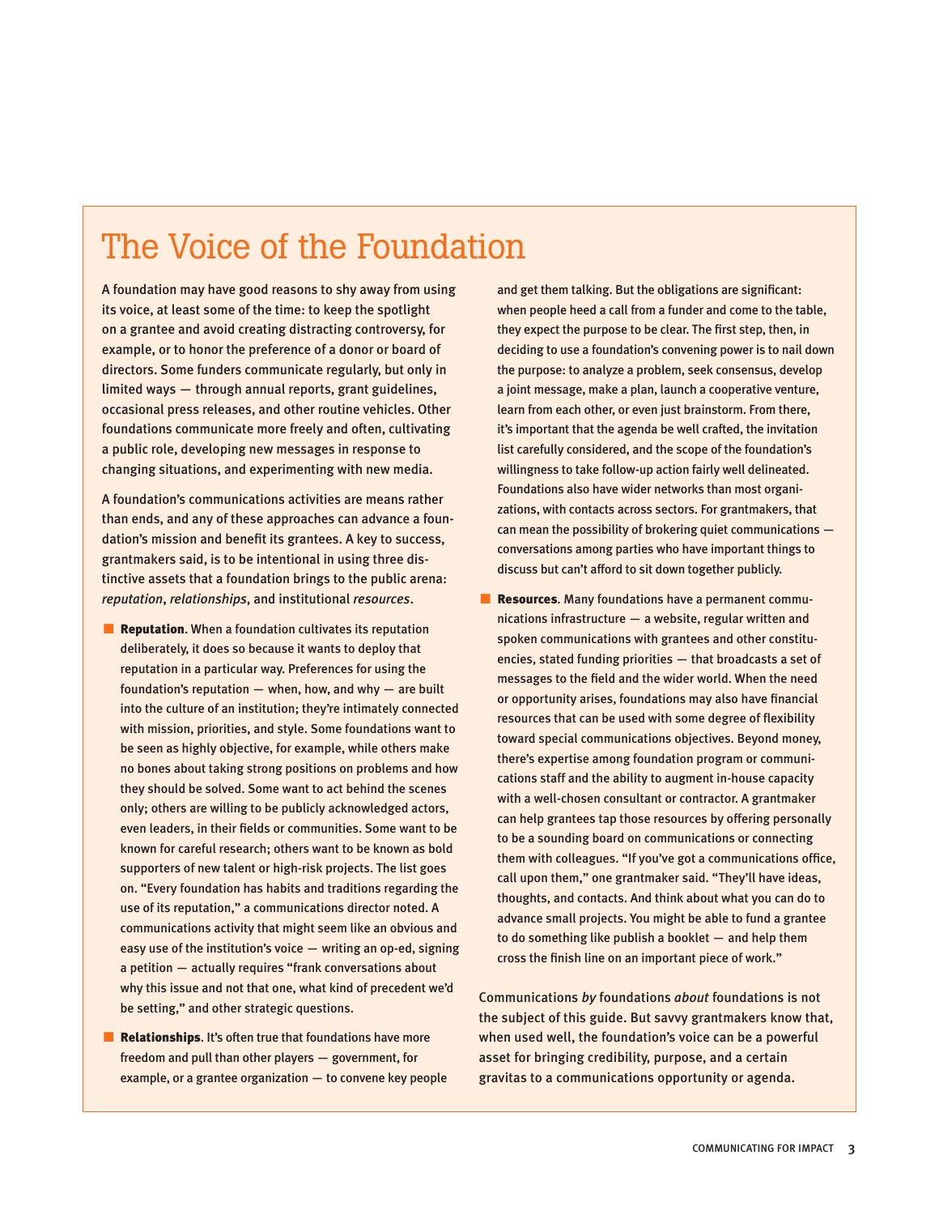# The Voice of the Foundation

A foundation may have good reasons to shy away from using its voice, at least some of the time: to keep the spotlight on a grantee and avoid creating distracting controversy, for example, or to honor the preference of a donor or board of directors. Some funders communicate regularly, but only in limited ways — through annual reports, grant guidelines, occasional press releases, and other routine vehicles. Other foundations communicate more freely and often, cultivating a public role, developing new messages in response to changing situations, and experimenting with new media.

A foundation's communications activities are means rather than ends, and any of these approaches can advance a foundation's mission and benefit its grantees. A key to success, grantmakers said, is to be intentional in using three distinctive assets that a foundation brings to the public arena: *reputation*, *relationships*, and institutional *resources*.

- **Reputation**. When a foundation cultivates its reputation deliberately, it does so because it wants to deploy that reputation in a particular way. Preferences for using the foundation's reputation — when, how, and why — are built into the culture of an institution; they're intimately connected with mission, priorities, and style. Some foundations want to be seen as highly objective, for example, while others make no bones about taking strong positions on problems and how they should be solved. Some want to act behind the scenes only; others are willing to be publicly acknowledged actors, even leaders, in their fields or communities. Some want to be known for careful research; others want to be known as bold supporters of new talent or high-risk projects. The list goes on. "Every foundation has habits and traditions regarding the use of its reputation," a communications director noted. A communications activity that might seem like an obvious and easy use of the institution's voice — writing an op-ed, signing a petition — actually requires "frank conversations about why this issue and not that one, what kind of precedent we'd be setting," and other strategic questions.

- **Relationships**. It's often true that foundations have more freedom and pull than other players — government, for example, or a grantee organization — to convene key people and get them talking. But the obligations are significant: when people heed a call from a funder and come to the table, they expect the purpose to be clear. The first step, then, in deciding to use a foundation's convening power is to nail down the purpose: to analyze a problem, seek consensus, develop a joint message, make a plan, launch a cooperative venture, learn from each other, or even just brainstorm. From there, it's important that the agenda be well crafted, the invitation list carefully considered, and the scope of the foundation's willingness to take follow-up action fairly well delineated. Foundations also have wider networks than most organizations, with contacts across sectors. For grantmakers, that can mean the possibility of brokering quiet communications — conversations among parties who have important things to discuss but can't afford to sit down together publicly.

- **Resources**. Many foundations have a permanent communications infrastructure — a website, regular written and spoken communications with grantees and other constituencies, stated funding priorities — that broadcasts a set of messages to the field and the wider world. When the need or opportunity arises, foundations may also have financial resources that can be used with some degree of flexibility toward special communications objectives. Beyond money, there's expertise among foundation program or communications staff and the ability to augment in-house capacity with a well-chosen consultant or contractor. A grantmaker can help grantees tap those resources by offering personally to be a sounding board on communications or connecting them with colleagues. "If you've got a communications office, call upon them," one grantmaker said. "They'll have ideas, thoughts, and contacts. And think about what you can do to advance small projects. You might be able to fund a grantee to do something like publish a booklet — and help them cross the finish line on an important piece of work."

Communications *by* foundations *about* foundations is not the subject of this guide. But savvy grantmakers know that, when used well, the foundation's voice can be a powerful asset for bringing credibility, purpose, and a certain gravitas to a communications opportunity or agenda.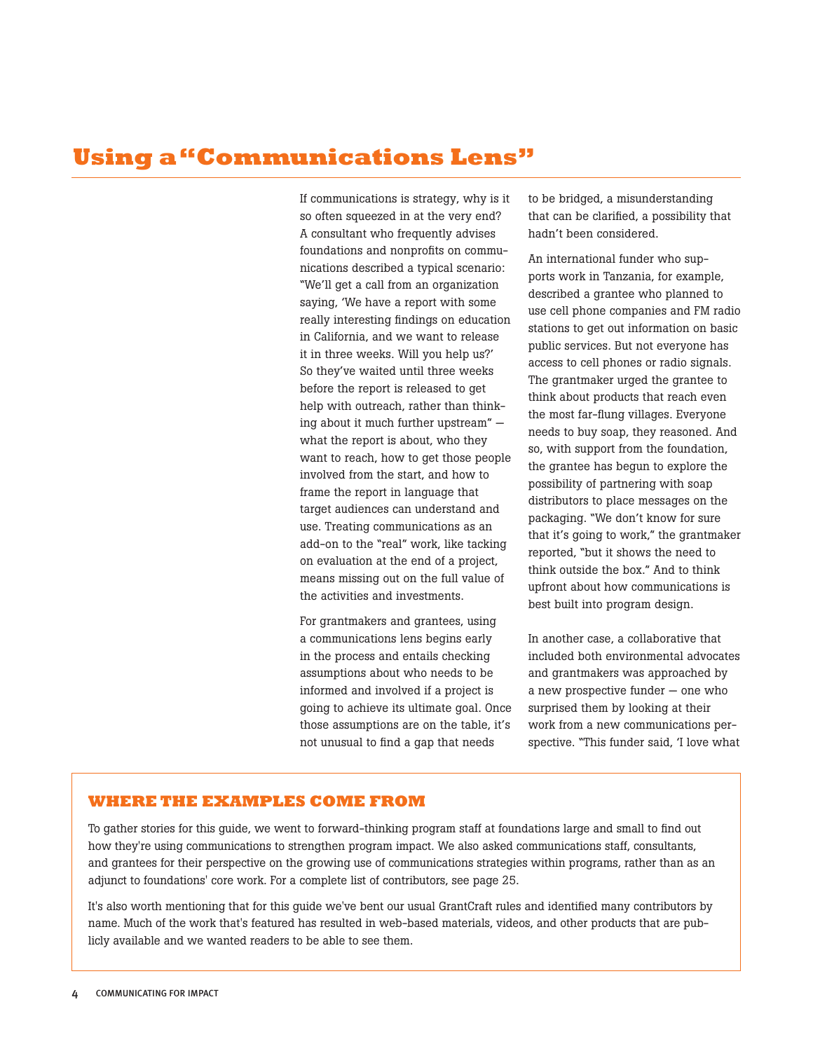# Using a "Communications Lens"

If communications is strategy, why is it so often squeezed in at the very end? A consultant who frequently advises foundations and nonprofits on communications described a typical scenario: "We'll get a call from an organization saying, 'We have a report with some really interesting findings on education in California, and we want to release it in three weeks. Will you help us?' So they've waited until three weeks before the report is released to get help with outreach, rather than thinking about it much further upstream" — what the report is about, who they want to reach, how to get those people involved from the start, and how to frame the report in language that target audiences can understand and use. Treating communications as an add-on to the "real" work, like tacking on evaluation at the end of a project, means missing out on the full value of the activities and investments.

For grantmakers and grantees, using a communications lens begins early in the process and entails checking assumptions about who needs to be informed and involved if a project is going to achieve its ultimate goal. Once those assumptions are on the table, it's not unusual to find a gap that needs to be bridged, a misunderstanding that can be clarified, a possibility that hadn't been considered.

An international funder who supports work in Tanzania, for example, described a grantee who planned to use cell phone companies and FM radio stations to get out information on basic public services. But not everyone has access to cell phones or radio signals. The grantmaker urged the grantee to think about products that reach even the most far-flung villages. Everyone needs to buy soap, they reasoned. And so, with support from the foundation, the grantee has begun to explore the possibility of partnering with soap distributors to place messages on the packaging. "We don't know for sure that it's going to work," the grantmaker reported, "but it shows the need to think outside the box." And to think upfront about how communications is best built into program design.

In another case, a collaborative that included both environmental advocates and grantmakers was approached by a new prospective funder — one who surprised them by looking at their work from a new communications perspective. "This funder said, 'I love what

## WHERE THE EXAMPLES COME FROM

To gather stories for this guide, we went to forward-thinking program staff at foundations large and small to find out how they're using communications to strengthen program impact. We also asked communications staff, consultants, and grantees for their perspective on the growing use of communications strategies within programs, rather than as an adjunct to foundations' core work. For a complete list of contributors, see page 25.

It's also worth mentioning that for this guide we've bent our usual GrantCraft rules and identified many contributors by name. Much of the work that's featured has resulted in web-based materials, videos, and other products that are publicly available and we wanted readers to be able to see them.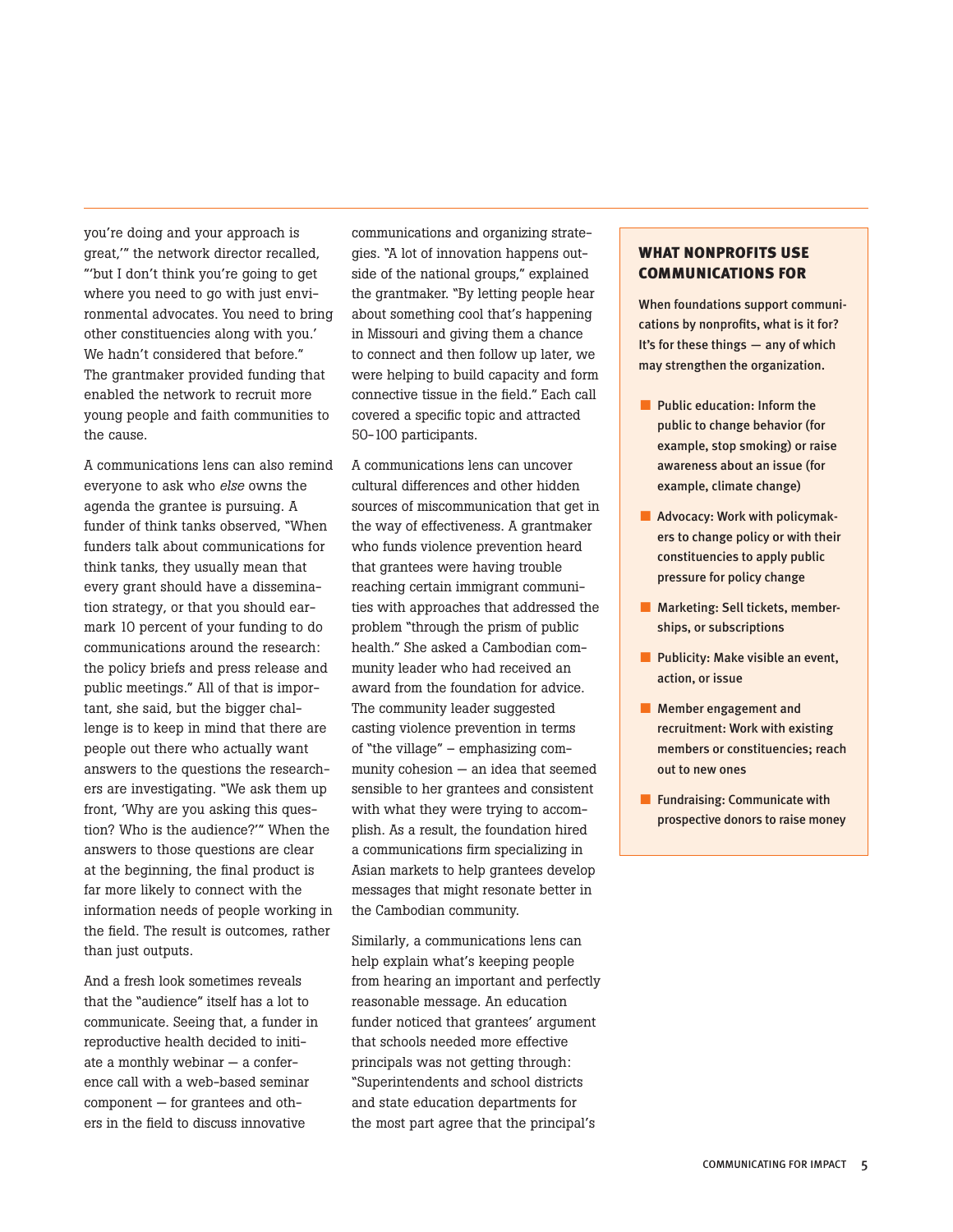you're doing and your approach is great,'" the network director recalled, "'but I don't think you're going to get where you need to go with just environmental advocates. You need to bring other constituencies along with you.' We hadn't considered that before." The grantmaker provided funding that enabled the network to recruit more young people and faith communities to the cause.

A communications lens can also remind everyone to ask who *else* owns the agenda the grantee is pursuing. A funder of think tanks observed, "When funders talk about communications for think tanks, they usually mean that every grant should have a dissemination strategy, or that you should earmark 10 percent of your funding to do communications around the research: the policy briefs and press release and public meetings." All of that is important, she said, but the bigger challenge is to keep in mind that there are people out there who actually want answers to the questions the researchers are investigating. "We ask them up front, 'Why are you asking this question? Who is the audience?'" When the answers to those questions are clear at the beginning, the final product is far more likely to connect with the information needs of people working in the field. The result is outcomes, rather than just outputs.

And a fresh look sometimes reveals that the "audience" itself has a lot to communicate. Seeing that, a funder in reproductive health decided to initiate a monthly webinar — a conference call with a web-based seminar component — for grantees and others in the field to discuss innovative communications and organizing strategies. "A lot of innovation happens outside of the national groups," explained the grantmaker. "By letting people hear about something cool that's happening in Missouri and giving them a chance to connect and then follow up later, we were helping to build capacity and form connective tissue in the field." Each call covered a specific topic and attracted 50–100 participants.

A communications lens can uncover cultural differences and other hidden sources of miscommunication that get in the way of effectiveness. A grantmaker who funds violence prevention heard that grantees were having trouble reaching certain immigrant communities with approaches that addressed the problem "through the prism of public health." She asked a Cambodian community leader who had received an award from the foundation for advice. The community leader suggested casting violence prevention in terms of "the village" – emphasizing community cohesion — an idea that seemed sensible to her grantees and consistent with what they were trying to accomplish. As a result, the foundation hired a communications firm specializing in Asian markets to help grantees develop messages that might resonate better in the Cambodian community.

Similarly, a communications lens can help explain what's keeping people from hearing an important and perfectly reasonable message. An education funder noticed that grantees' argument that schools needed more effective principals was not getting through: "Superintendents and school districts and state education departments for the most part agree that the principal's

## WHAT NONPROFITS USE COMMUNICATIONS FOR

When foundations support communications by nonprofits, what is it for? It's for these things — any of which may strengthen the organization.

- Public education: Inform the public to change behavior (for example, stop smoking) or raise awareness about an issue (for example, climate change)
- Advocacy: Work with policymakers to change policy or with their constituencies to apply public pressure for policy change
- Marketing: Sell tickets, memberships, or subscriptions
- Publicity: Make visible an event, action, or issue
- Member engagement and recruitment: Work with existing members or constituencies; reach out to new ones
- Fundraising: Communicate with prospective donors to raise money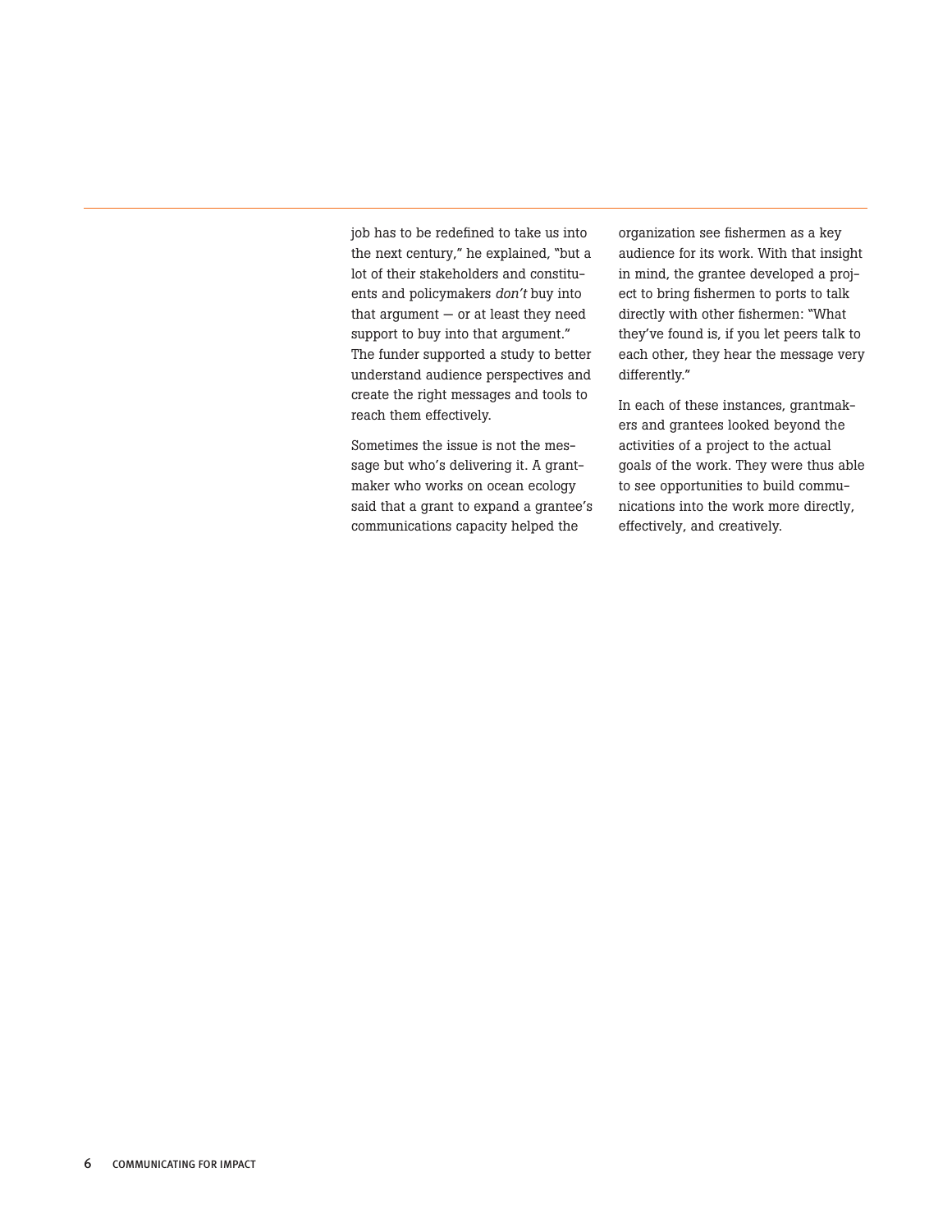job has to be redefined to take us into the next century," he explained, "but a lot of their stakeholders and constituents and policymakers *don't* buy into that argument — or at least they need support to buy into that argument." The funder supported a study to better understand audience perspectives and create the right messages and tools to reach them effectively.

Sometimes the issue is not the message but who's delivering it. A grantmaker who works on ocean ecology said that a grant to expand a grantee's communications capacity helped the organization see fishermen as a key audience for its work. With that insight in mind, the grantee developed a project to bring fishermen to ports to talk directly with other fishermen: "What they've found is, if you let peers talk to each other, they hear the message very differently."

In each of these instances, grantmakers and grantees looked beyond the activities of a project to the actual goals of the work. They were thus able to see opportunities to build communications into the work more directly, effectively, and creatively.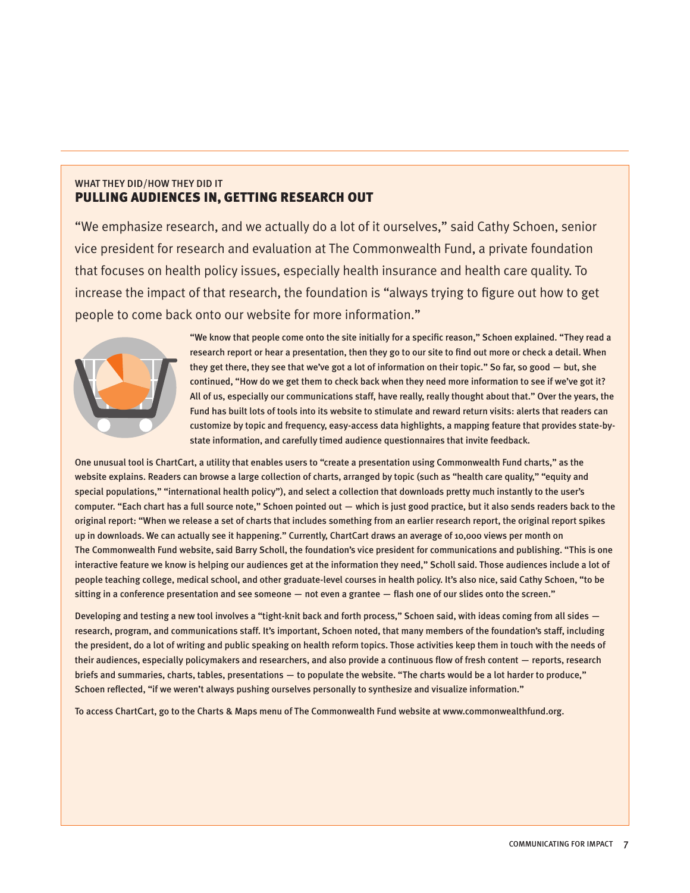WHAT THEY DID/HOW THEY DID IT

## PULLING AUDIENCES IN, GETTING RESEARCH OUT

"We emphasize research, and we actually do a lot of it ourselves," said Cathy Schoen, senior vice president for research and evaluation at The Commonwealth Fund, a private foundation that focuses on health policy issues, especially health insurance and health care quality. To increase the impact of that research, the foundation is "always trying to figure out how to get people to come back onto our website for more information."

"We know that people come onto the site initially for a specific reason," Schoen explained. "They read a research report or hear a presentation, then they go to our site to find out more or check a detail. When they get there, they see that we've got a lot of information on their topic." So far, so good — but, she continued, "How do we get them to check back when they need more information to see if we've got it? All of us, especially our communications staff, have really, really thought about that." Over the years, the Fund has built lots of tools into its website to stimulate and reward return visits: alerts that readers can customize by topic and frequency, easy-access data highlights, a mapping feature that provides state-by-state information, and carefully timed audience questionnaires that invite feedback.

One unusual tool is ChartCart, a utility that enables users to "create a presentation using Commonwealth Fund charts," as the website explains. Readers can browse a large collection of charts, arranged by topic (such as "health care quality," "equity and special populations," "international health policy"), and select a collection that downloads pretty much instantly to the user's computer. "Each chart has a full source note," Schoen pointed out — which is just good practice, but it also sends readers back to the original report: "When we release a set of charts that includes something from an earlier research report, the original report spikes up in downloads. We can actually see it happening." Currently, ChartCart draws an average of 10,000 views per month on The Commonwealth Fund website, said Barry Scholl, the foundation's vice president for communications and publishing. "This is one interactive feature we know is helping our audiences get at the information they need," Scholl said. Those audiences include a lot of people teaching college, medical school, and other graduate-level courses in health policy. It's also nice, said Cathy Schoen, "to be sitting in a conference presentation and see someone — not even a grantee — flash one of our slides onto the screen."

Developing and testing a new tool involves a "tight-knit back and forth process," Schoen said, with ideas coming from all sides — research, program, and communications staff. It's important, Schoen noted, that many members of the foundation's staff, including the president, do a lot of writing and public speaking on health reform topics. Those activities keep them in touch with the needs of their audiences, especially policymakers and researchers, and also provide a continuous flow of fresh content — reports, research briefs and summaries, charts, tables, presentations — to populate the website. "The charts would be a lot harder to produce," Schoen reflected, "if we weren't always pushing ourselves personally to synthesize and visualize information."

To access ChartCart, go to the Charts & Maps menu of The Commonwealth Fund website at www.commonwealthfund.org.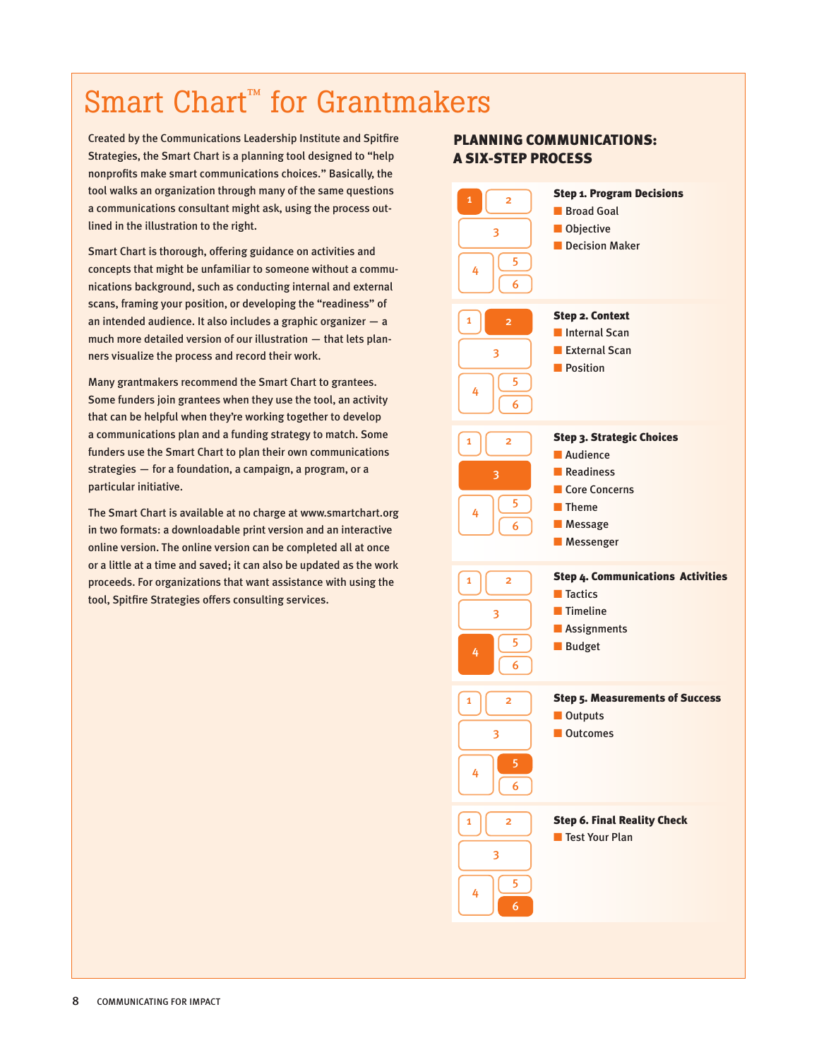# Smart Chart™ for Grantmakers

Created by the Communications Leadership Institute and Spitfire Strategies, the Smart Chart is a planning tool designed to "help nonprofits make smart communications choices." Basically, the tool walks an organization through many of the same questions a communications consultant might ask, using the process outlined in the illustration to the right.

Smart Chart is thorough, offering guidance on activities and concepts that might be unfamiliar to someone without a communications background, such as conducting internal and external scans, framing your position, or developing the "readiness" of an intended audience. It also includes a graphic organizer — a much more detailed version of our illustration — that lets planners visualize the process and record their work.

Many grantmakers recommend the Smart Chart to grantees. Some funders join grantees when they use the tool, an activity that can be helpful when they're working together to develop a communications plan and a funding strategy to match. Some funders use the Smart Chart to plan their own communications strategies — for a foundation, a campaign, a program, or a particular initiative.

The Smart Chart is available at no charge at www.smartchart.org in two formats: a downloadable print version and an interactive online version. The online version can be completed all at once or a little at a time and saved; it can also be updated as the work proceeds. For organizations that want assistance with using the tool, Spitfire Strategies offers consulting services.

## PLANNING COMMUNICATIONS: A SIX-STEP PROCESS

**Step 1. Program Decisions**
- Broad Goal
- Objective
- Decision Maker

**Step 2. Context**
- Internal Scan
- External Scan
- Position

**Step 3. Strategic Choices**
- Audience
- Readiness
- Core Concerns
- Theme
- Message
- Messenger

**Step 4. Communications Activities**
- Tactics
- Timeline
- Assignments
- Budget

**Step 5. Measurements of Success**
- Outputs
- Outcomes

**Step 6. Final Reality Check**
- Test Your Plan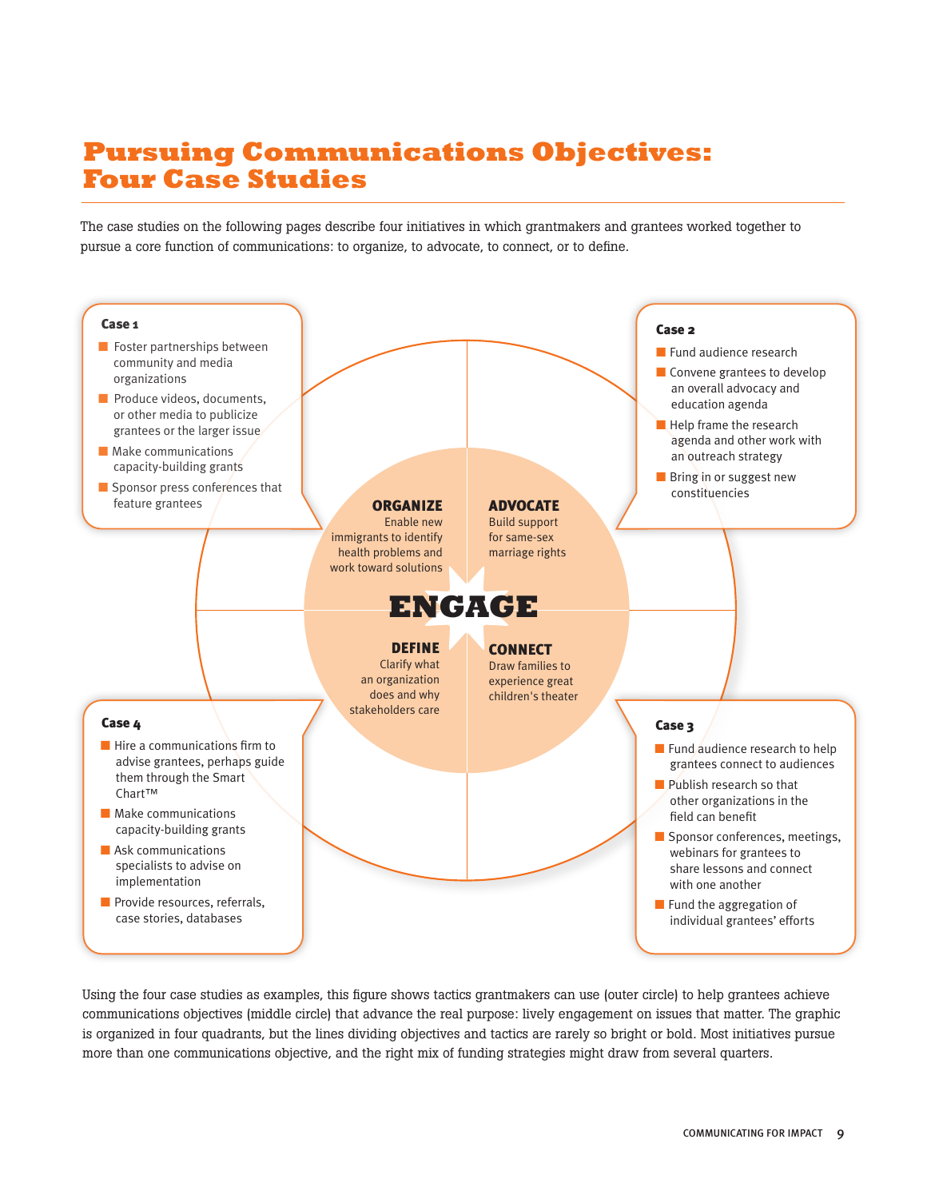# Pursuing Communications Objectives: Four Case Studies

The case studies on the following pages describe four initiatives in which grantmakers and grantees worked together to pursue a core function of communications: to organize, to advocate, to connect, or to define.

**Case 1**

- Foster partnerships between community and media organizations
- Produce videos, documents, or other media to publicize grantees or the larger issue
- Make communications capacity-building grants
- Sponsor press conferences that feature grantees

**Case 2**

- Fund audience research
- Convene grantees to develop an overall advocacy and education agenda
- Help frame the research agenda and other work with an outreach strategy
- Bring in or suggest new constituencies

**ORGANIZE**
Enable new immigrants to identify health problems and work toward solutions

**ADVOCATE**
Build support for same-sex marriage rights

**ENGAGE**

**DEFINE**
Clarify what an organization does and why stakeholders care

**CONNECT**
Draw families to experience great children's theater

**Case 4**

- Hire a communications firm to advise grantees, perhaps guide them through the Smart Chart™
- Make communications capacity-building grants
- Ask communications specialists to advise on implementation
- Provide resources, referrals, case stories, databases

**Case 3**

- Fund audience research to help grantees connect to audiences
- Publish research so that other organizations in the field can benefit
- Sponsor conferences, meetings, webinars for grantees to share lessons and connect with one another
- Fund the aggregation of individual grantees' efforts

Using the four case studies as examples, this figure shows tactics grantmakers can use (outer circle) to help grantees achieve communications objectives (middle circle) that advance the real purpose: lively engagement on issues that matter. The graphic is organized in four quadrants, but the lines dividing objectives and tactics are rarely so bright or bold. Most initiatives pursue more than one communications objective, and the right mix of funding strategies might draw from several quarters.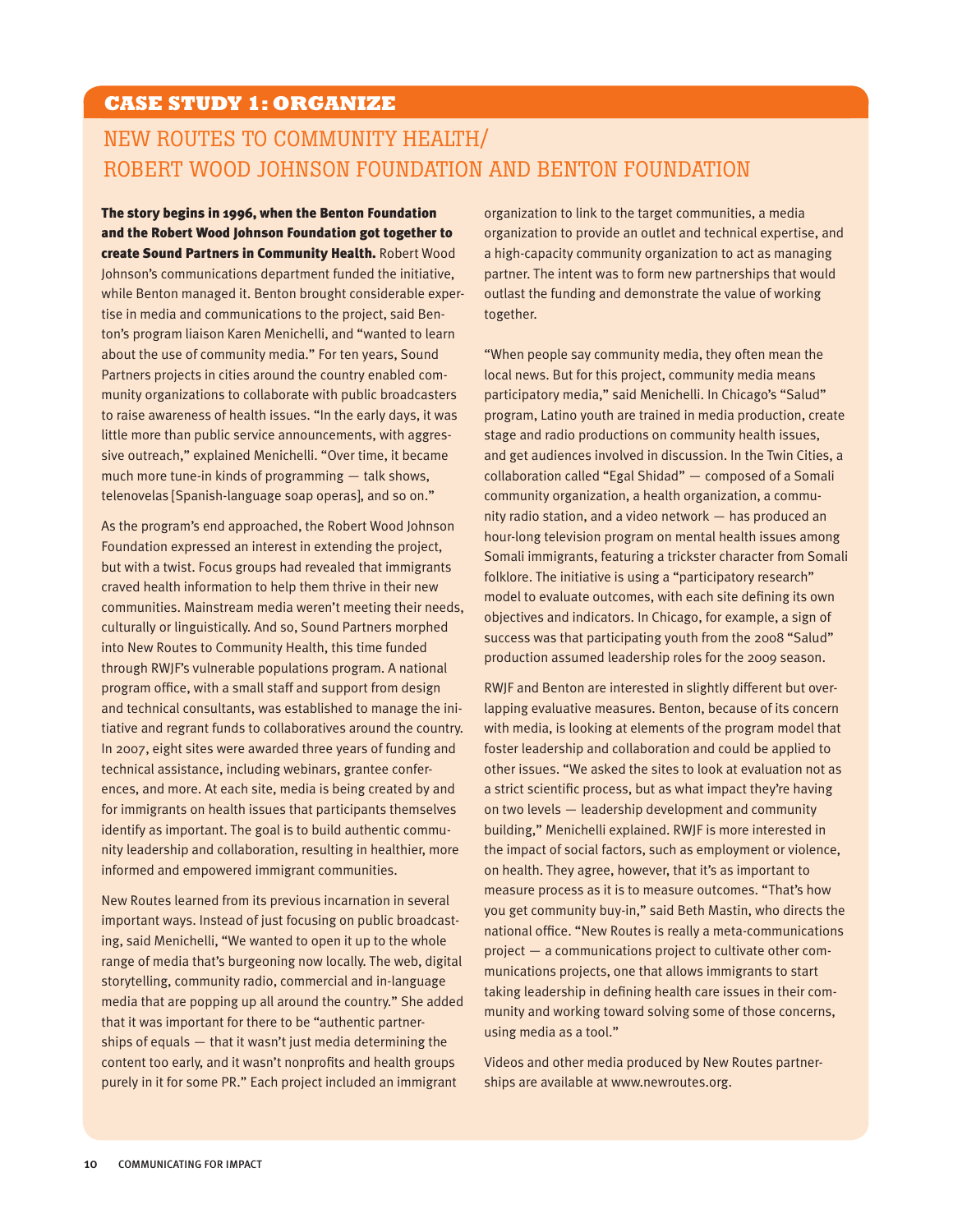## CASE STUDY 1: ORGANIZE

# NEW ROUTES TO COMMUNITY HEALTH/ ROBERT WOOD JOHNSON FOUNDATION AND BENTON FOUNDATION

**The story begins in 1996, when the Benton Foundation and the Robert Wood Johnson Foundation got together to create Sound Partners in Community Health.** Robert Wood Johnson's communications department funded the initiative, while Benton managed it. Benton brought considerable expertise in media and communications to the project, said Benton's program liaison Karen Menichelli, and "wanted to learn about the use of community media." For ten years, Sound Partners projects in cities around the country enabled community organizations to collaborate with public broadcasters to raise awareness of health issues. "In the early days, it was little more than public service announcements, with aggressive outreach," explained Menichelli. "Over time, it became much more tune-in kinds of programming — talk shows, telenovelas [Spanish-language soap operas], and so on."

As the program's end approached, the Robert Wood Johnson Foundation expressed an interest in extending the project, but with a twist. Focus groups had revealed that immigrants craved health information to help them thrive in their new communities. Mainstream media weren't meeting their needs, culturally or linguistically. And so, Sound Partners morphed into New Routes to Community Health, this time funded through RWJF's vulnerable populations program. A national program office, with a small staff and support from design and technical consultants, was established to manage the initiative and regrant funds to collaboratives around the country. In 2007, eight sites were awarded three years of funding and technical assistance, including webinars, grantee conferences, and more. At each site, media is being created by and for immigrants on health issues that participants themselves identify as important. The goal is to build authentic community leadership and collaboration, resulting in healthier, more informed and empowered immigrant communities.

New Routes learned from its previous incarnation in several important ways. Instead of just focusing on public broadcasting, said Menichelli, "We wanted to open it up to the whole range of media that's burgeoning now locally. The web, digital storytelling, community radio, commercial and in-language media that are popping up all around the country." She added that it was important for there to be "authentic partnerships of equals — that it wasn't just media determining the content too early, and it wasn't nonprofits and health groups purely in it for some PR." Each project included an immigrant organization to link to the target communities, a media organization to provide an outlet and technical expertise, and a high-capacity community organization to act as managing partner. The intent was to form new partnerships that would outlast the funding and demonstrate the value of working together.

"When people say community media, they often mean the local news. But for this project, community media means participatory media," said Menichelli. In Chicago's "Salud" program, Latino youth are trained in media production, create stage and radio productions on community health issues, and get audiences involved in discussion. In the Twin Cities, a collaboration called "Egal Shidad" — composed of a Somali community organization, a health organization, a community radio station, and a video network — has produced an hour-long television program on mental health issues among Somali immigrants, featuring a trickster character from Somali folklore. The initiative is using a "participatory research" model to evaluate outcomes, with each site defining its own objectives and indicators. In Chicago, for example, a sign of success was that participating youth from the 2008 "Salud" production assumed leadership roles for the 2009 season.

RWJF and Benton are interested in slightly different but overlapping evaluative measures. Benton, because of its concern with media, is looking at elements of the program model that foster leadership and collaboration and could be applied to other issues. "We asked the sites to look at evaluation not as a strict scientific process, but as what impact they're having on two levels — leadership development and community building," Menichelli explained. RWJF is more interested in the impact of social factors, such as employment or violence, on health. They agree, however, that it's as important to measure process as it is to measure outcomes. "That's how you get community buy-in," said Beth Mastin, who directs the national office. "New Routes is really a meta-communications project — a communications project to cultivate other communications projects, one that allows immigrants to start taking leadership in defining health care issues in their community and working toward solving some of those concerns, using media as a tool."

Videos and other media produced by New Routes partnerships are available at www.newroutes.org.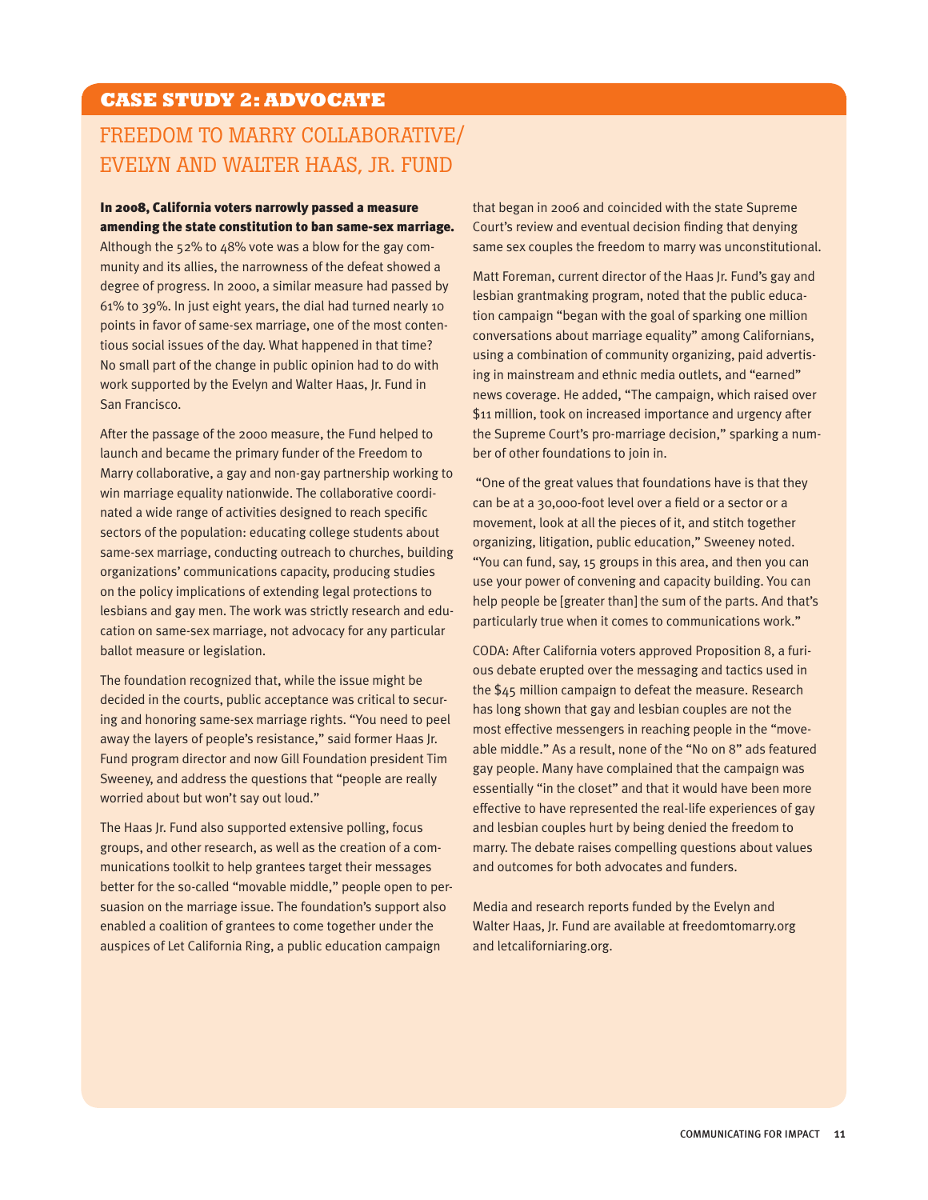## CASE STUDY 2: ADVOCATE

# FREEDOM TO MARRY COLLABORATIVE/ EVELYN AND WALTER HAAS, JR. FUND

**In 2008, California voters narrowly passed a measure amending the state constitution to ban same-sex marriage.** Although the 52% to 48% vote was a blow for the gay community and its allies, the narrowness of the defeat showed a degree of progress. In 2000, a similar measure had passed by 61% to 39%. In just eight years, the dial had turned nearly 10 points in favor of same-sex marriage, one of the most contentious social issues of the day. What happened in that time? No small part of the change in public opinion had to do with work supported by the Evelyn and Walter Haas, Jr. Fund in San Francisco.

After the passage of the 2000 measure, the Fund helped to launch and became the primary funder of the Freedom to Marry collaborative, a gay and non-gay partnership working to win marriage equality nationwide. The collaborative coordinated a wide range of activities designed to reach specific sectors of the population: educating college students about same-sex marriage, conducting outreach to churches, building organizations' communications capacity, producing studies on the policy implications of extending legal protections to lesbians and gay men. The work was strictly research and education on same-sex marriage, not advocacy for any particular ballot measure or legislation.

The foundation recognized that, while the issue might be decided in the courts, public acceptance was critical to securing and honoring same-sex marriage rights. "You need to peel away the layers of people's resistance," said former Haas Jr. Fund program director and now Gill Foundation president Tim Sweeney, and address the questions that "people are really worried about but won't say out loud."

The Haas Jr. Fund also supported extensive polling, focus groups, and other research, as well as the creation of a communications toolkit to help grantees target their messages better for the so-called "movable middle," people open to persuasion on the marriage issue. The foundation's support also enabled a coalition of grantees to come together under the auspices of Let California Ring, a public education campaign that began in 2006 and coincided with the state Supreme Court's review and eventual decision finding that denying same sex couples the freedom to marry was unconstitutional.

Matt Foreman, current director of the Haas Jr. Fund's gay and lesbian grantmaking program, noted that the public education campaign "began with the goal of sparking one million conversations about marriage equality" among Californians, using a combination of community organizing, paid advertising in mainstream and ethnic media outlets, and "earned" news coverage. He added, "The campaign, which raised over $11 million, took on increased importance and urgency after the Supreme Court's pro-marriage decision," sparking a number of other foundations to join in.

"One of the great values that foundations have is that they can be at a 30,000-foot level over a field or a sector or a movement, look at all the pieces of it, and stitch together organizing, litigation, public education," Sweeney noted. "You can fund, say, 15 groups in this area, and then you can use your power of convening and capacity building. You can help people be [greater than] the sum of the parts. And that's particularly true when it comes to communications work."

CODA: After California voters approved Proposition 8, a furious debate erupted over the messaging and tactics used in the $45 million campaign to defeat the measure. Research has long shown that gay and lesbian couples are not the most effective messengers in reaching people in the "moveable middle." As a result, none of the "No on 8" ads featured gay people. Many have complained that the campaign was essentially "in the closet" and that it would have been more effective to have represented the real-life experiences of gay and lesbian couples hurt by being denied the freedom to marry. The debate raises compelling questions about values and outcomes for both advocates and funders.

Media and research reports funded by the Evelyn and Walter Haas, Jr. Fund are available at freedomtomarry.org and letcaliforniaring.org.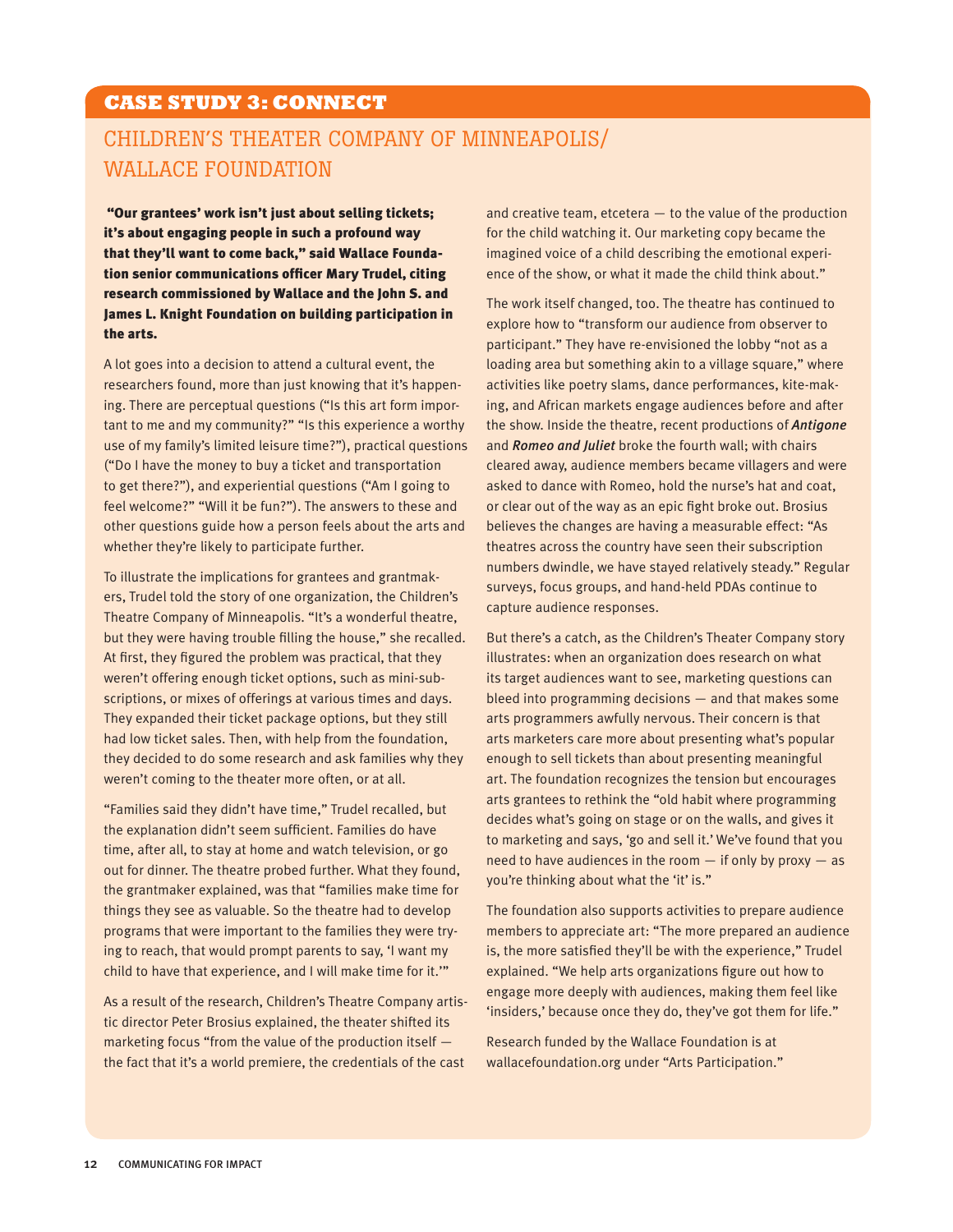## CASE STUDY 3: CONNECT

# CHILDREN'S THEATER COMPANY OF MINNEAPOLIS/ WALLACE FOUNDATION

**"Our grantees' work isn't just about selling tickets; it's about engaging people in such a profound way that they'll want to come back," said Wallace Foundation senior communications officer Mary Trudel, citing research commissioned by Wallace and the John S. and James L. Knight Foundation on building participation in the arts.**

A lot goes into a decision to attend a cultural event, the researchers found, more than just knowing that it's happening. There are perceptual questions ("Is this art form important to me and my community?" "Is this experience a worthy use of my family's limited leisure time?"), practical questions ("Do I have the money to buy a ticket and transportation to get there?"), and experiential questions ("Am I going to feel welcome?" "Will it be fun?"). The answers to these and other questions guide how a person feels about the arts and whether they're likely to participate further.

To illustrate the implications for grantees and grantmakers, Trudel told the story of one organization, the Children's Theatre Company of Minneapolis. "It's a wonderful theatre, but they were having trouble filling the house," she recalled. At first, they figured the problem was practical, that they weren't offering enough ticket options, such as mini-subscriptions, or mixes of offerings at various times and days. They expanded their ticket package options, but they still had low ticket sales. Then, with help from the foundation, they decided to do some research and ask families why they weren't coming to the theater more often, or at all.

"Families said they didn't have time," Trudel recalled, but the explanation didn't seem sufficient. Families do have time, after all, to stay at home and watch television, or go out for dinner. The theatre probed further. What they found, the grantmaker explained, was that "families make time for things they see as valuable. So the theatre had to develop programs that were important to the families they were trying to reach, that would prompt parents to say, 'I want my child to have that experience, and I will make time for it.'"

As a result of the research, Children's Theatre Company artistic director Peter Brosius explained, the theater shifted its marketing focus "from the value of the production itself — the fact that it's a world premiere, the credentials of the cast and creative team, etcetera — to the value of the production for the child watching it. Our marketing copy became the imagined voice of a child describing the emotional experience of the show, or what it made the child think about."

The work itself changed, too. The theatre has continued to explore how to "transform our audience from observer to participant." They have re-envisioned the lobby "not as a loading area but something akin to a village square," where activities like poetry slams, dance performances, kite-making, and African markets engage audiences before and after the show. Inside the theatre, recent productions of ***Antigone*** and ***Romeo and Juliet*** broke the fourth wall; with chairs cleared away, audience members became villagers and were asked to dance with Romeo, hold the nurse's hat and coat, or clear out of the way as an epic fight broke out. Brosius believes the changes are having a measurable effect: "As theatres across the country have seen their subscription numbers dwindle, we have stayed relatively steady." Regular surveys, focus groups, and hand-held PDAs continue to capture audience responses.

But there's a catch, as the Children's Theater Company story illustrates: when an organization does research on what its target audiences want to see, marketing questions can bleed into programming decisions — and that makes some arts programmers awfully nervous. Their concern is that arts marketers care more about presenting what's popular enough to sell tickets than about presenting meaningful art. The foundation recognizes the tension but encourages arts grantees to rethink the "old habit where programming decides what's going on stage or on the walls, and gives it to marketing and says, 'go and sell it.' We've found that you need to have audiences in the room — if only by proxy — as you're thinking about what the 'it' is."

The foundation also supports activities to prepare audience members to appreciate art: "The more prepared an audience is, the more satisfied they'll be with the experience," Trudel explained. "We help arts organizations figure out how to engage more deeply with audiences, making them feel like 'insiders,' because once they do, they've got them for life."

Research funded by the Wallace Foundation is at wallacefoundation.org under "Arts Participation."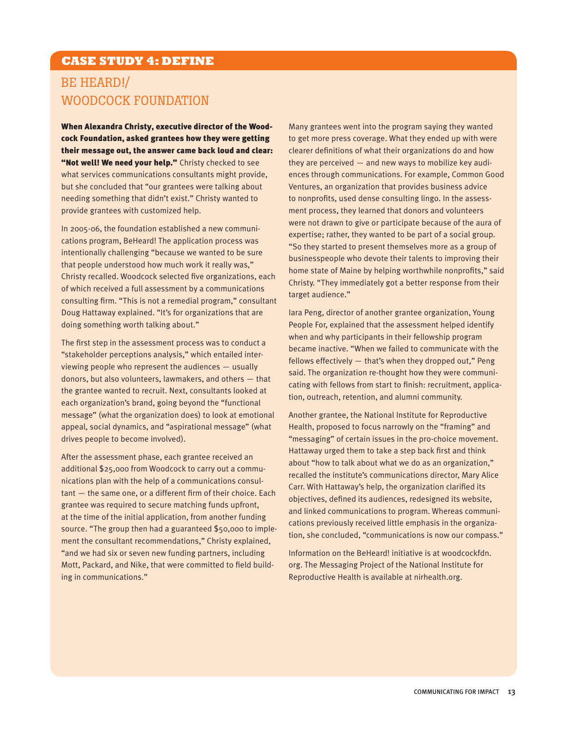## CASE STUDY 4: DEFINE

# BE HEARD!/ WOODCOCK FOUNDATION

**When Alexandra Christy, executive director of the Woodcock Foundation, asked grantees how they were getting their message out, the answer came back loud and clear: "Not well! We need your help."** Christy checked to see what services communications consultants might provide, but she concluded that "our grantees were talking about needing something that didn't exist." Christy wanted to provide grantees with customized help.

In 2005-06, the foundation established a new communications program, BeHeard! The application process was intentionally challenging "because we wanted to be sure that people understood how much work it really was," Christy recalled. Woodcock selected five organizations, each of which received a full assessment by a communications consulting firm. "This is not a remedial program," consultant Doug Hattaway explained. "It's for organizations that are doing something worth talking about."

The first step in the assessment process was to conduct a "stakeholder perceptions analysis," which entailed interviewing people who represent the audiences — usually donors, but also volunteers, lawmakers, and others — that the grantee wanted to recruit. Next, consultants looked at each organization's brand, going beyond the "functional message" (what the organization does) to look at emotional appeal, social dynamics, and "aspirational message" (what drives people to become involved).

After the assessment phase, each grantee received an additional $25,000 from Woodcock to carry out a communications plan with the help of a communications consultant — the same one, or a different firm of their choice. Each grantee was required to secure matching funds upfront, at the time of the initial application, from another funding source. "The group then had a guaranteed $50,000 to implement the consultant recommendations," Christy explained, "and we had six or seven new funding partners, including Mott, Packard, and Nike, that were committed to field building in communications."

Many grantees went into the program saying they wanted to get more press coverage. What they ended up with were clearer definitions of what their organizations do and how they are perceived — and new ways to mobilize key audiences through communications. For example, Common Good Ventures, an organization that provides business advice to nonprofits, used dense consulting lingo. In the assessment process, they learned that donors and volunteers were not drawn to give or participate because of the aura of expertise; rather, they wanted to be part of a social group. "So they started to present themselves more as a group of businesspeople who devote their talents to improving their home state of Maine by helping worthwhile nonprofits," said Christy. "They immediately got a better response from their target audience."

Iara Peng, director of another grantee organization, Young People For, explained that the assessment helped identify when and why participants in their fellowship program became inactive. "When we failed to communicate with the fellows effectively — that's when they dropped out," Peng said. The organization re-thought how they were communicating with fellows from start to finish: recruitment, application, outreach, retention, and alumni community.

Another grantee, the National Institute for Reproductive Health, proposed to focus narrowly on the "framing" and "messaging" of certain issues in the pro-choice movement. Hattaway urged them to take a step back first and think about "how to talk about what we do as an organization," recalled the institute's communications director, Mary Alice Carr. With Hattaway's help, the organization clarified its objectives, defined its audiences, redesigned its website, and linked communications to program. Whereas communications previously received little emphasis in the organization, she concluded, "communications is now our compass."

Information on the BeHeard! initiative is at woodcockfdn.org. The Messaging Project of the National Institute for Reproductive Health is available at nirhealth.org.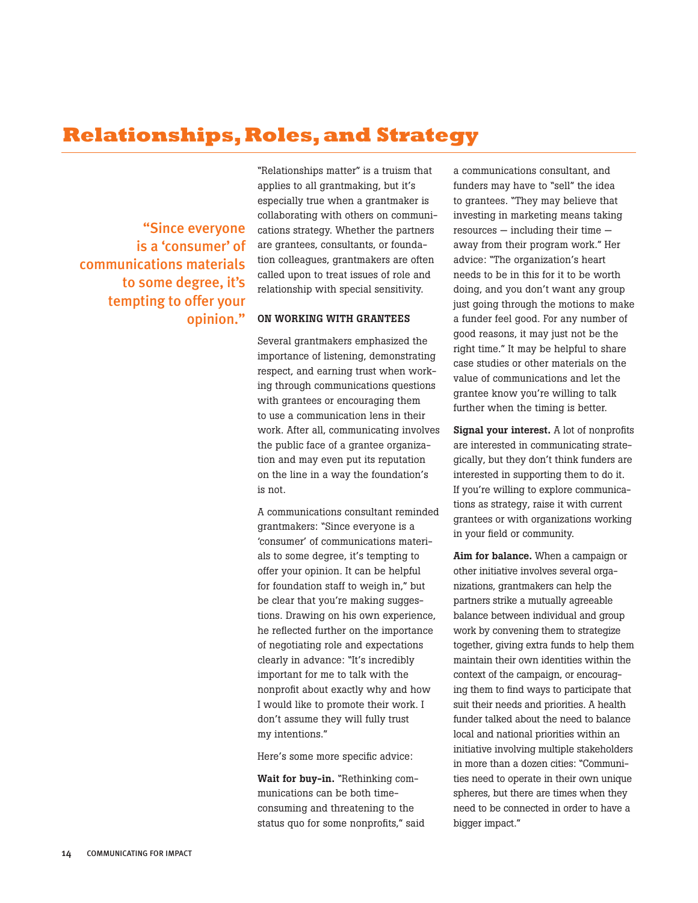# Relationships, Roles, and Strategy

> "Since everyone is a 'consumer' of communications materials to some degree, it's tempting to offer your opinion."

"Relationships matter" is a truism that applies to all grantmaking, but it's especially true when a grantmaker is collaborating with others on communications strategy. Whether the partners are grantees, consultants, or foundation colleagues, grantmakers are often called upon to treat issues of role and relationship with special sensitivity.

## ON WORKING WITH GRANTEES

Several grantmakers emphasized the importance of listening, demonstrating respect, and earning trust when working through communications questions with grantees or encouraging them to use a communication lens in their work. After all, communicating involves the public face of a grantee organization and may even put its reputation on the line in a way the foundation's is not.

A communications consultant reminded grantmakers: "Since everyone is a 'consumer' of communications materials to some degree, it's tempting to offer your opinion. It can be helpful for foundation staff to weigh in," but be clear that you're making suggestions. Drawing on his own experience, he reflected further on the importance of negotiating role and expectations clearly in advance: "It's incredibly important for me to talk with the nonprofit about exactly why and how I would like to promote their work. I don't assume they will fully trust my intentions."

Here's some more specific advice:

**Wait for buy-in.** "Rethinking communications can be both time-consuming and threatening to the status quo for some nonprofits," said a communications consultant, and funders may have to "sell" the idea to grantees. "They may believe that investing in marketing means taking resources — including their time — away from their program work." Her advice: "The organization's heart needs to be in this for it to be worth doing, and you don't want any group just going through the motions to make a funder feel good. For any number of good reasons, it may just not be the right time." It may be helpful to share case studies or other materials on the value of communications and let the grantee know you're willing to talk further when the timing is better.

**Signal your interest.** A lot of nonprofits are interested in communicating strategically, but they don't think funders are interested in supporting them to do it. If you're willing to explore communications as strategy, raise it with current grantees or with organizations working in your field or community.

**Aim for balance.** When a campaign or other initiative involves several organizations, grantmakers can help the partners strike a mutually agreeable balance between individual and group work by convening them to strategize together, giving extra funds to help them maintain their own identities within the context of the campaign, or encouraging them to find ways to participate that suit their needs and priorities. A health funder talked about the need to balance local and national priorities within an initiative involving multiple stakeholders in more than a dozen cities: "Communities need to operate in their own unique spheres, but there are times when they need to be connected in order to have a bigger impact."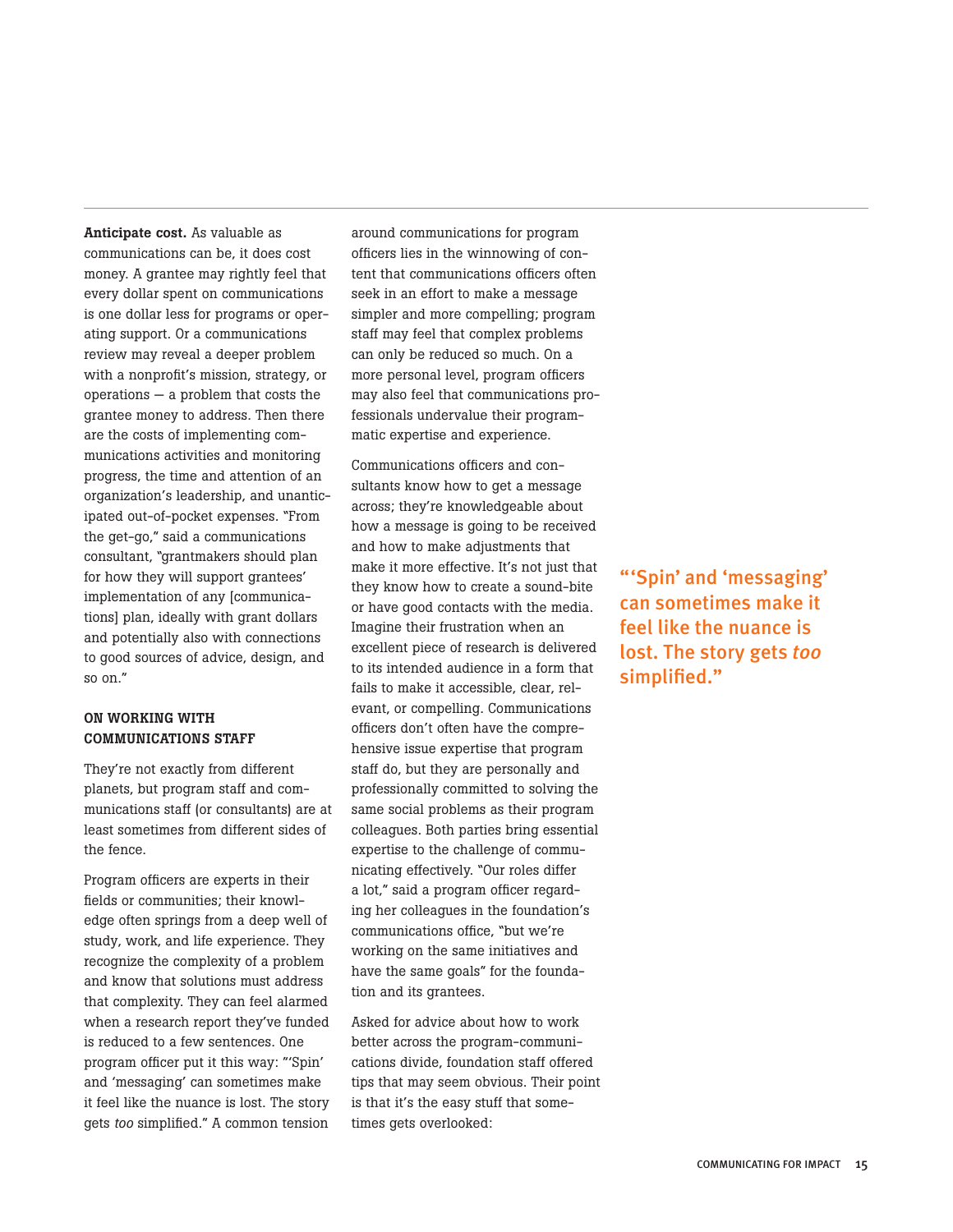**Anticipate cost.** As valuable as communications can be, it does cost money. A grantee may rightly feel that every dollar spent on communications is one dollar less for programs or operating support. Or a communications review may reveal a deeper problem with a nonprofit's mission, strategy, or operations — a problem that costs the grantee money to address. Then there are the costs of implementing communications activities and monitoring progress, the time and attention of an organization's leadership, and unanticipated out-of-pocket expenses. "From the get-go," said a communications consultant, "grantmakers should plan for how they will support grantees' implementation of any [communications] plan, ideally with grant dollars and potentially also with connections to good sources of advice, design, and so on."

### ON WORKING WITH COMMUNICATIONS STAFF

They're not exactly from different planets, but program staff and communications staff (or consultants) are at least sometimes from different sides of the fence.

Program officers are experts in their fields or communities; their knowledge often springs from a deep well of study, work, and life experience. They recognize the complexity of a problem and know that solutions must address that complexity. They can feel alarmed when a research report they've funded is reduced to a few sentences. One program officer put it this way: "'Spin' and 'messaging' can sometimes make it feel like the nuance is lost. The story gets *too* simplified." A common tension around communications for program officers lies in the winnowing of content that communications officers often seek in an effort to make a message simpler and more compelling; program staff may feel that complex problems can only be reduced so much. On a more personal level, program officers may also feel that communications professionals undervalue their programmatic expertise and experience.

Communications officers and consultants know how to get a message across; they're knowledgeable about how a message is going to be received and how to make adjustments that make it more effective. It's not just that they know how to create a sound-bite or have good contacts with the media. Imagine their frustration when an excellent piece of research is delivered to its intended audience in a form that fails to make it accessible, clear, relevant, or compelling. Communications officers don't often have the comprehensive issue expertise that program staff do, but they are personally and professionally committed to solving the same social problems as their program colleagues. Both parties bring essential expertise to the challenge of communicating effectively. "Our roles differ a lot," said a program officer regarding her colleagues in the foundation's communications office, "but we're working on the same initiatives and have the same goals" for the foundation and its grantees.

Asked for advice about how to work better across the program-communications divide, foundation staff offered tips that may seem obvious. Their point is that it's the easy stuff that sometimes gets overlooked:

> "'Spin' and 'messaging' can sometimes make it feel like the nuance is lost. The story gets *too* simplified."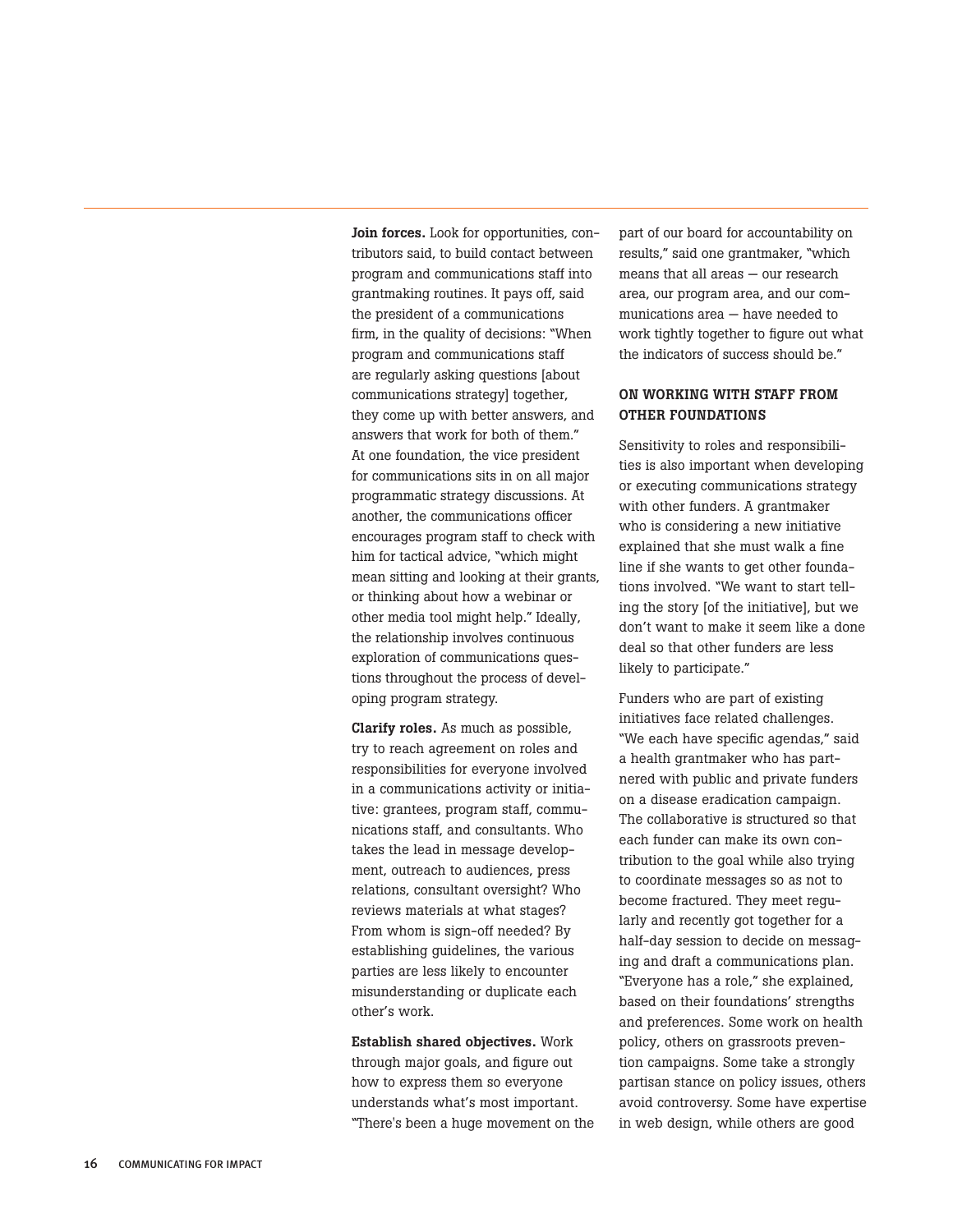**Join forces.** Look for opportunities, contributors said, to build contact between program and communications staff into grantmaking routines. It pays off, said the president of a communications firm, in the quality of decisions: "When program and communications staff are regularly asking questions [about communications strategy] together, they come up with better answers, and answers that work for both of them." At one foundation, the vice president for communications sits in on all major programmatic strategy discussions. At another, the communications officer encourages program staff to check with him for tactical advice, "which might mean sitting and looking at their grants, or thinking about how a webinar or other media tool might help." Ideally, the relationship involves continuous exploration of communications questions throughout the process of developing program strategy.

**Clarify roles.** As much as possible, try to reach agreement on roles and responsibilities for everyone involved in a communications activity or initiative: grantees, program staff, communications staff, and consultants. Who takes the lead in message development, outreach to audiences, press relations, consultant oversight? Who reviews materials at what stages? From whom is sign-off needed? By establishing guidelines, the various parties are less likely to encounter misunderstanding or duplicate each other's work.

**Establish shared objectives.** Work through major goals, and figure out how to express them so everyone understands what's most important. "There's been a huge movement on the part of our board for accountability on results," said one grantmaker, "which means that all areas — our research area, our program area, and our communications area — have needed to work tightly together to figure out what the indicators of success should be."

### ON WORKING WITH STAFF FROM OTHER FOUNDATIONS

Sensitivity to roles and responsibilities is also important when developing or executing communications strategy with other funders. A grantmaker who is considering a new initiative explained that she must walk a fine line if she wants to get other foundations involved. "We want to start telling the story [of the initiative], but we don't want to make it seem like a done deal so that other funders are less likely to participate."

Funders who are part of existing initiatives face related challenges. "We each have specific agendas," said a health grantmaker who has partnered with public and private funders on a disease eradication campaign. The collaborative is structured so that each funder can make its own contribution to the goal while also trying to coordinate messages so as not to become fractured. They meet regularly and recently got together for a half-day session to decide on messaging and draft a communications plan. "Everyone has a role," she explained, based on their foundations' strengths and preferences. Some work on health policy, others on grassroots prevention campaigns. Some take a strongly partisan stance on policy issues, others avoid controversy. Some have expertise in web design, while others are good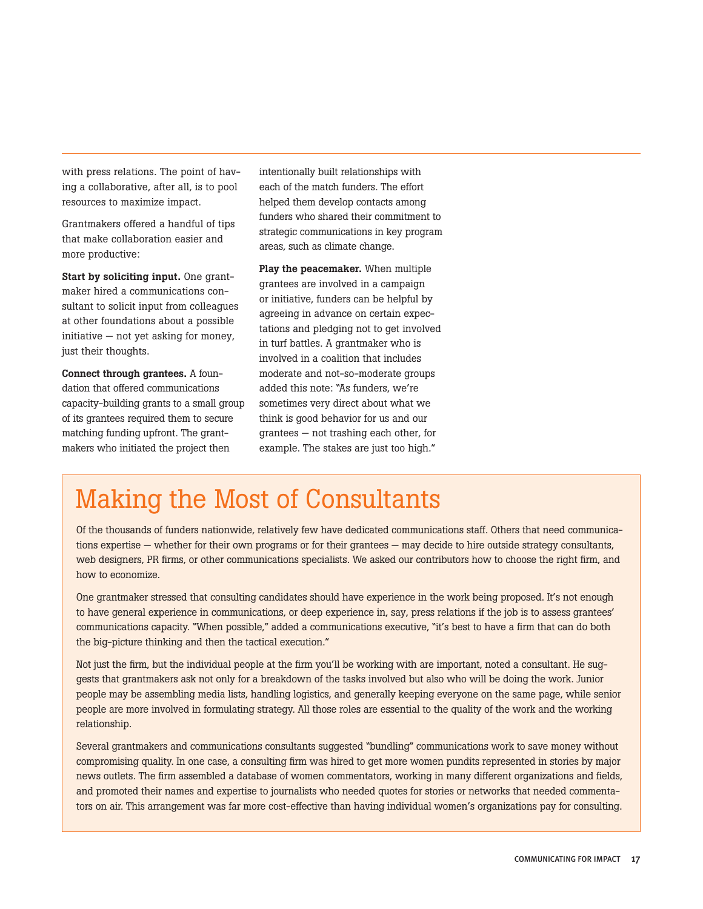with press relations. The point of having a collaborative, after all, is to pool resources to maximize impact.

Grantmakers offered a handful of tips that make collaboration easier and more productive:

**Start by soliciting input.** One grantmaker hired a communications consultant to solicit input from colleagues at other foundations about a possible initiative — not yet asking for money, just their thoughts.

**Connect through grantees.** A foundation that offered communications capacity-building grants to a small group of its grantees required them to secure matching funding upfront. The grantmakers who initiated the project then intentionally built relationships with each of the match funders. The effort helped them develop contacts among funders who shared their commitment to strategic communications in key program areas, such as climate change.

**Play the peacemaker.** When multiple grantees are involved in a campaign or initiative, funders can be helpful by agreeing in advance on certain expectations and pledging not to get involved in turf battles. A grantmaker who is involved in a coalition that includes moderate and not-so-moderate groups added this note: "As funders, we're sometimes very direct about what we think is good behavior for us and our grantees — not trashing each other, for example. The stakes are just too high."

# Making the Most of Consultants

Of the thousands of funders nationwide, relatively few have dedicated communications staff. Others that need communications expertise — whether for their own programs or for their grantees — may decide to hire outside strategy consultants, web designers, PR firms, or other communications specialists. We asked our contributors how to choose the right firm, and how to economize.

One grantmaker stressed that consulting candidates should have experience in the work being proposed. It's not enough to have general experience in communications, or deep experience in, say, press relations if the job is to assess grantees' communications capacity. "When possible," added a communications executive, "it's best to have a firm that can do both the big-picture thinking and then the tactical execution."

Not just the firm, but the individual people at the firm you'll be working with are important, noted a consultant. He suggests that grantmakers ask not only for a breakdown of the tasks involved but also who will be doing the work. Junior people may be assembling media lists, handling logistics, and generally keeping everyone on the same page, while senior people are more involved in formulating strategy. All those roles are essential to the quality of the work and the working relationship.

Several grantmakers and communications consultants suggested "bundling" communications work to save money without compromising quality. In one case, a consulting firm was hired to get more women pundits represented in stories by major news outlets. The firm assembled a database of women commentators, working in many different organizations and fields, and promoted their names and expertise to journalists who needed quotes for stories or networks that needed commentators on air. This arrangement was far more cost-effective than having individual women's organizations pay for consulting.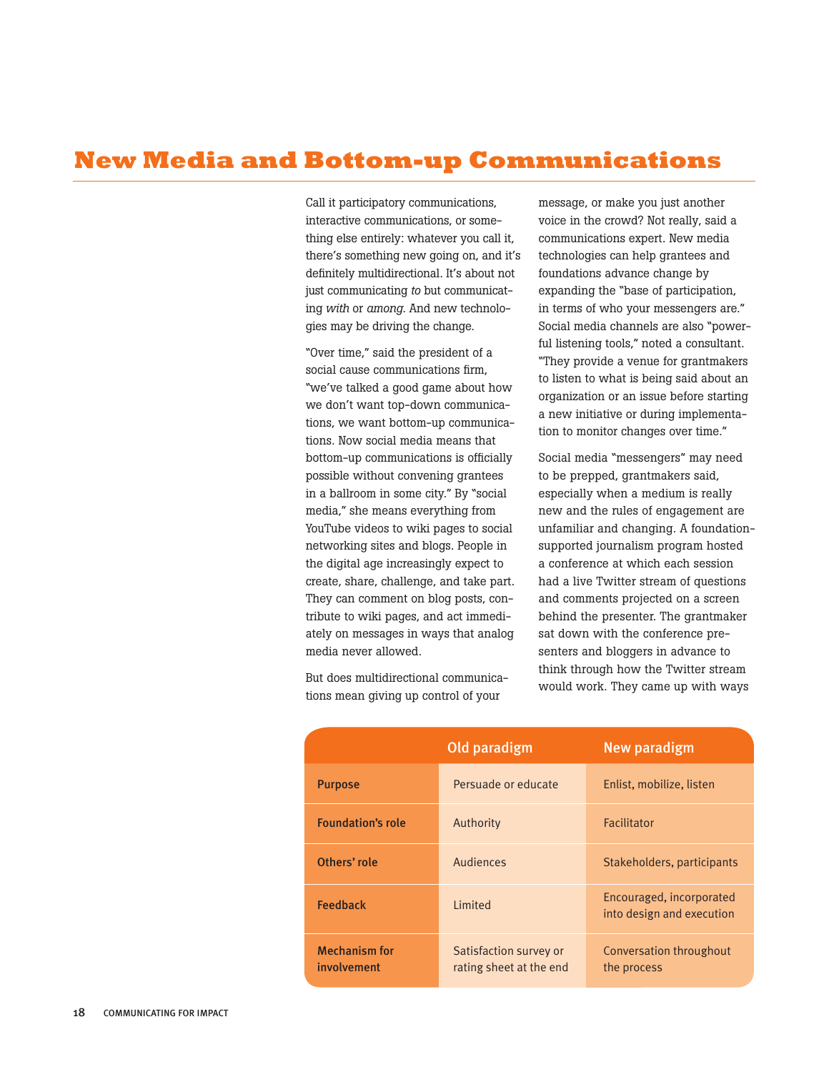# New Media and Bottom-up Communications

Call it participatory communications, interactive communications, or something else entirely: whatever you call it, there's something new going on, and it's definitely multidirectional. It's about not just communicating *to* but communicating *with* or *among*. And new technologies may be driving the change.

"Over time," said the president of a social cause communications firm, "we've talked a good game about how we don't want top-down communications, we want bottom-up communications. Now social media means that bottom-up communications is officially possible without convening grantees in a ballroom in some city." By "social media," she means everything from YouTube videos to wiki pages to social networking sites and blogs. People in the digital age increasingly expect to create, share, challenge, and take part. They can comment on blog posts, contribute to wiki pages, and act immediately on messages in ways that analog media never allowed.

But does multidirectional communications mean giving up control of your message, or make you just another voice in the crowd? Not really, said a communications expert. New media technologies can help grantees and foundations advance change by expanding the "base of participation, in terms of who your messengers are." Social media channels are also "powerful listening tools," noted a consultant. "They provide a venue for grantmakers to listen to what is being said about an organization or an issue before starting a new initiative or during implementation to monitor changes over time."

Social media "messengers" may need to be prepped, grantmakers said, especially when a medium is really new and the rules of engagement are unfamiliar and changing. A foundation-supported journalism program hosted a conference at which each session had a live Twitter stream of questions and comments projected on a screen behind the presenter. The grantmaker sat down with the conference presenters and bloggers in advance to think through how the Twitter stream would work. They came up with ways

| | Old paradigm | New paradigm |
|---|---|---|
| Purpose | Persuade or educate | Enlist, mobilize, listen |
| Foundation's role | Authority | Facilitator |
| Others' role | Audiences | Stakeholders, participants |
| Feedback | Limited | Encouraged, incorporated into design and execution |
| Mechanism for involvement | Satisfaction survey or rating sheet at the end | Conversation throughout the process |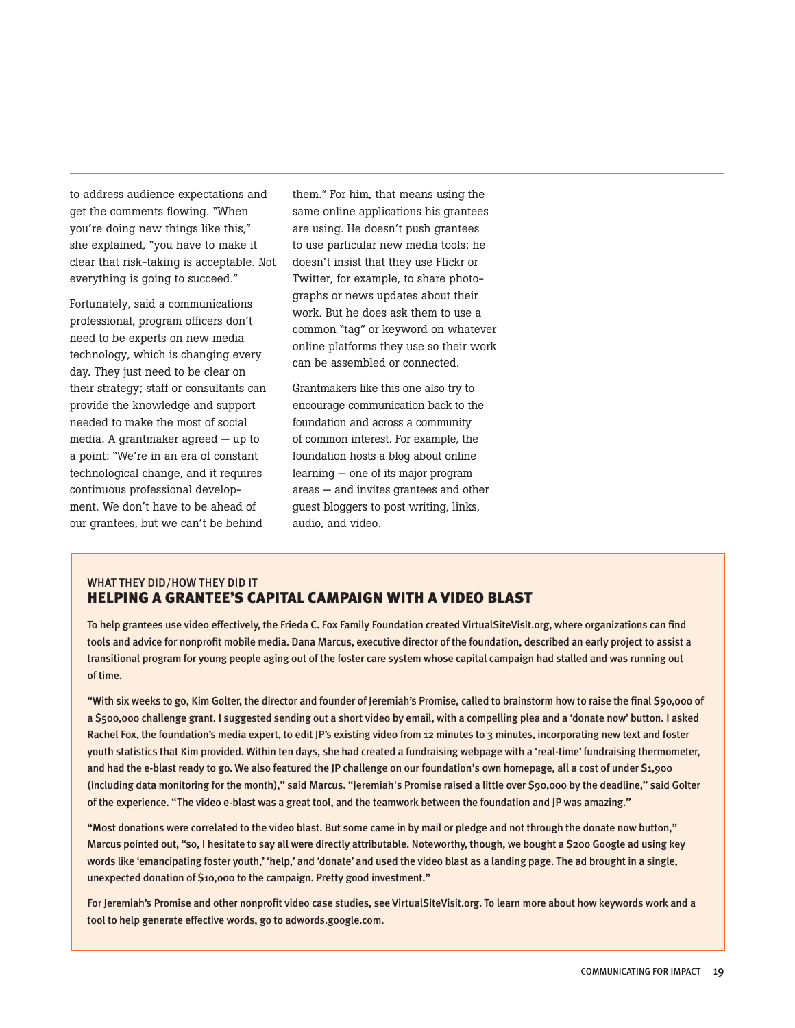to address audience expectations and get the comments flowing. "When you're doing new things like this," she explained, "you have to make it clear that risk-taking is acceptable. Not everything is going to succeed."

Fortunately, said a communications professional, program officers don't need to be experts on new media technology, which is changing every day. They just need to be clear on their strategy; staff or consultants can provide the knowledge and support needed to make the most of social media. A grantmaker agreed — up to a point: "We're in an era of constant technological change, and it requires continuous professional development. We don't have to be ahead of our grantees, but we can't be behind them." For him, that means using the same online applications his grantees are using. He doesn't push grantees to use particular new media tools: he doesn't insist that they use Flickr or Twitter, for example, to share photographs or news updates about their work. But he does ask them to use a common "tag" or keyword on whatever online platforms they use so their work can be assembled or connected.

Grantmakers like this one also try to encourage communication back to the foundation and across a community of common interest. For example, the foundation hosts a blog about online learning — one of its major program areas — and invites grantees and other guest bloggers to post writing, links, audio, and video.

WHAT THEY DID/HOW THEY DID IT

## HELPING A GRANTEE'S CAPITAL CAMPAIGN WITH A VIDEO BLAST

To help grantees use video effectively, the Frieda C. Fox Family Foundation created VirtualSiteVisit.org, where organizations can find tools and advice for nonprofit mobile media. Dana Marcus, executive director of the foundation, described an early project to assist a transitional program for young people aging out of the foster care system whose capital campaign had stalled and was running out of time.

"With six weeks to go, Kim Golter, the director and founder of Jeremiah's Promise, called to brainstorm how to raise the final $90,000 of a $500,000 challenge grant. I suggested sending out a short video by email, with a compelling plea and a 'donate now' button. I asked Rachel Fox, the foundation's media expert, to edit JP's existing video from 12 minutes to 3 minutes, incorporating new text and foster youth statistics that Kim provided. Within ten days, she had created a fundraising webpage with a 'real-time' fundraising thermometer, and had the e-blast ready to go. We also featured the JP challenge on our foundation's own homepage, all a cost of under $1,900 (including data monitoring for the month)," said Marcus. "Jeremiah's Promise raised a little over $90,000 by the deadline," said Golter of the experience. "The video e-blast was a great tool, and the teamwork between the foundation and JP was amazing."

"Most donations were correlated to the video blast. But some came in by mail or pledge and not through the donate now button," Marcus pointed out, "so, I hesitate to say all were directly attributable. Noteworthy, though, we bought a $200 Google ad using key words like 'emancipating foster youth,' 'help,' and 'donate' and used the video blast as a landing page. The ad brought in a single, unexpected donation of $10,000 to the campaign. Pretty good investment."

For Jeremiah's Promise and other nonprofit video case studies, see VirtualSiteVisit.org. To learn more about how keywords work and a tool to help generate effective words, go to adwords.google.com.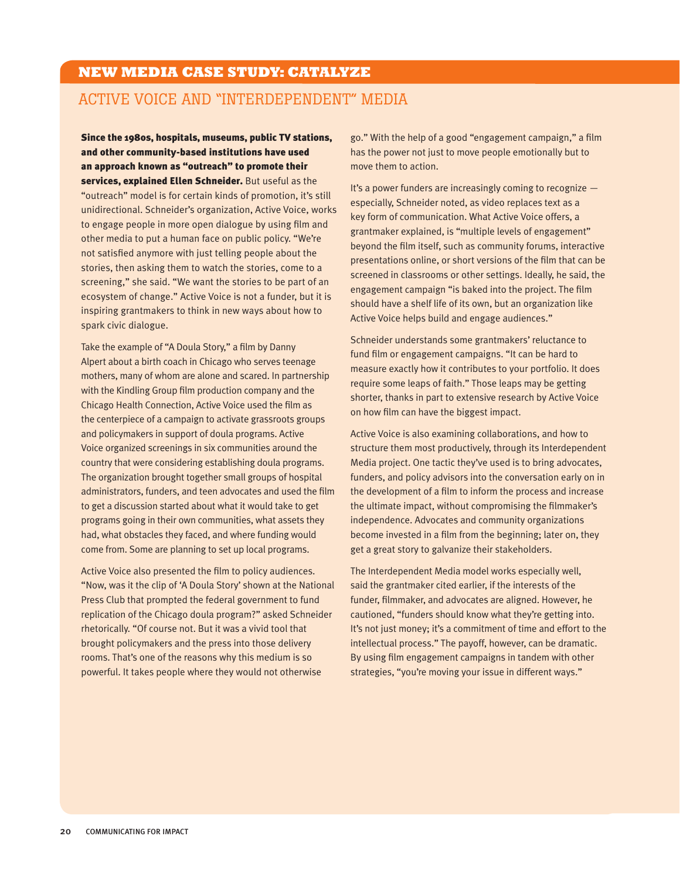## NEW MEDIA CASE STUDY: CATALYZE

# ACTIVE VOICE AND "INTERDEPENDENT" MEDIA

**Since the 1980s, hospitals, museums, public TV stations, and other community-based institutions have used an approach known as "outreach" to promote their services, explained Ellen Schneider.** But useful as the "outreach" model is for certain kinds of promotion, it's still unidirectional. Schneider's organization, Active Voice, works to engage people in more open dialogue by using film and other media to put a human face on public policy. "We're not satisfied anymore with just telling people about the stories, then asking them to watch the stories, come to a screening," she said. "We want the stories to be part of an ecosystem of change." Active Voice is not a funder, but it is inspiring grantmakers to think in new ways about how to spark civic dialogue.

Take the example of "A Doula Story," a film by Danny Alpert about a birth coach in Chicago who serves teenage mothers, many of whom are alone and scared. In partnership with the Kindling Group film production company and the Chicago Health Connection, Active Voice used the film as the centerpiece of a campaign to activate grassroots groups and policymakers in support of doula programs. Active Voice organized screenings in six communities around the country that were considering establishing doula programs. The organization brought together small groups of hospital administrators, funders, and teen advocates and used the film to get a discussion started about what it would take to get programs going in their own communities, what assets they had, what obstacles they faced, and where funding would come from. Some are planning to set up local programs.

Active Voice also presented the film to policy audiences. "Now, was it the clip of 'A Doula Story' shown at the National Press Club that prompted the federal government to fund replication of the Chicago doula program?" asked Schneider rhetorically. "Of course not. But it was a vivid tool that brought policymakers and the press into those delivery rooms. That's one of the reasons why this medium is so powerful. It takes people where they would not otherwise go." With the help of a good "engagement campaign," a film has the power not just to move people emotionally but to move them to action.

It's a power funders are increasingly coming to recognize — especially, Schneider noted, as video replaces text as a key form of communication. What Active Voice offers, a grantmaker explained, is "multiple levels of engagement" beyond the film itself, such as community forums, interactive presentations online, or short versions of the film that can be screened in classrooms or other settings. Ideally, he said, the engagement campaign "is baked into the project. The film should have a shelf life of its own, but an organization like Active Voice helps build and engage audiences."

Schneider understands some grantmakers' reluctance to fund film or engagement campaigns. "It can be hard to measure exactly how it contributes to your portfolio. It does require some leaps of faith." Those leaps may be getting shorter, thanks in part to extensive research by Active Voice on how film can have the biggest impact.

Active Voice is also examining collaborations, and how to structure them most productively, through its Interdependent Media project. One tactic they've used is to bring advocates, funders, and policy advisors into the conversation early on in the development of a film to inform the process and increase the ultimate impact, without compromising the filmmaker's independence. Advocates and community organizations become invested in a film from the beginning; later on, they get a great story to galvanize their stakeholders.

The Interdependent Media model works especially well, said the grantmaker cited earlier, if the interests of the funder, filmmaker, and advocates are aligned. However, he cautioned, "funders should know what they're getting into. It's not just money; it's a commitment of time and effort to the intellectual process." The payoff, however, can be dramatic. By using film engagement campaigns in tandem with other strategies, "you're moving your issue in different ways."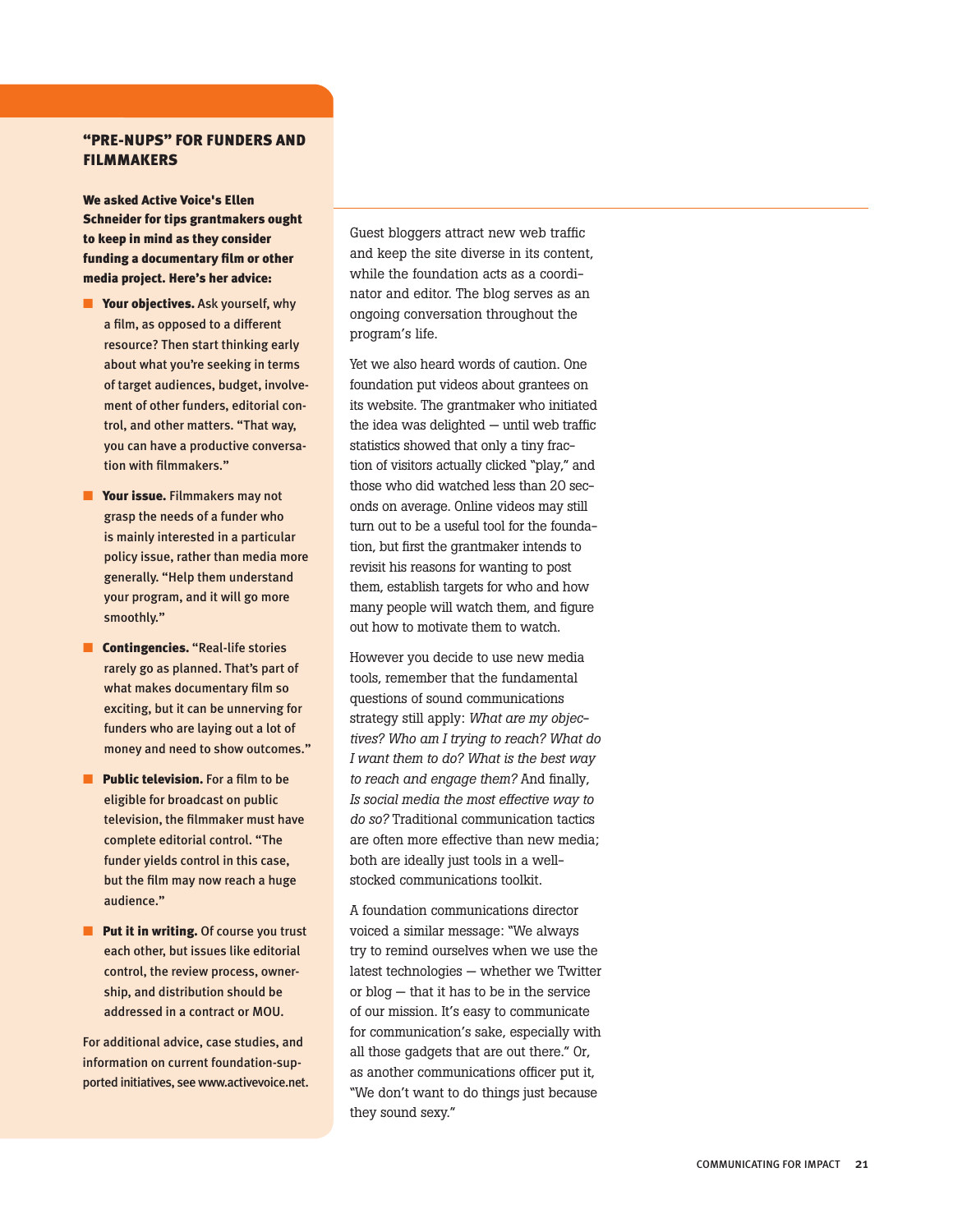### "PRE-NUPS" FOR FUNDERS AND FILMMAKERS

**We asked Active Voice's Ellen Schneider for tips grantmakers ought to keep in mind as they consider funding a documentary film or other media project. Here's her advice:**

- **Your objectives.** Ask yourself, why a film, as opposed to a different resource? Then start thinking early about what you're seeking in terms of target audiences, budget, involvement of other funders, editorial control, and other matters. "That way, you can have a productive conversation with filmmakers."
- **Your issue.** Filmmakers may not grasp the needs of a funder who is mainly interested in a particular policy issue, rather than media more generally. "Help them understand your program, and it will go more smoothly."
- **Contingencies.** "Real-life stories rarely go as planned. That's part of what makes documentary film so exciting, but it can be unnerving for funders who are laying out a lot of money and need to show outcomes."
- **Public television.** For a film to be eligible for broadcast on public television, the filmmaker must have complete editorial control. "The funder yields control in this case, but the film may now reach a huge audience."
- **Put it in writing.** Of course you trust each other, but issues like editorial control, the review process, ownership, and distribution should be addressed in a contract or MOU.

For additional advice, case studies, and information on current foundation-supported initiatives, see www.activevoice.net.

Guest bloggers attract new web traffic and keep the site diverse in its content, while the foundation acts as a coordinator and editor. The blog serves as an ongoing conversation throughout the program's life.

Yet we also heard words of caution. One foundation put videos about grantees on its website. The grantmaker who initiated the idea was delighted — until web traffic statistics showed that only a tiny fraction of visitors actually clicked "play," and those who did watched less than 20 seconds on average. Online videos may still turn out to be a useful tool for the foundation, but first the grantmaker intends to revisit his reasons for wanting to post them, establish targets for who and how many people will watch them, and figure out how to motivate them to watch.

However you decide to use new media tools, remember that the fundamental questions of sound communications strategy still apply: *What are my objectives? Who am I trying to reach? What do I want them to do? What is the best way to reach and engage them?* And finally, *Is social media the most effective way to do so?* Traditional communication tactics are often more effective than new media; both are ideally just tools in a well-stocked communications toolkit.

A foundation communications director voiced a similar message: "We always try to remind ourselves when we use the latest technologies — whether we Twitter or blog — that it has to be in the service of our mission. It's easy to communicate for communication's sake, especially with all those gadgets that are out there." Or, as another communications officer put it, "We don't want to do things just because they sound sexy."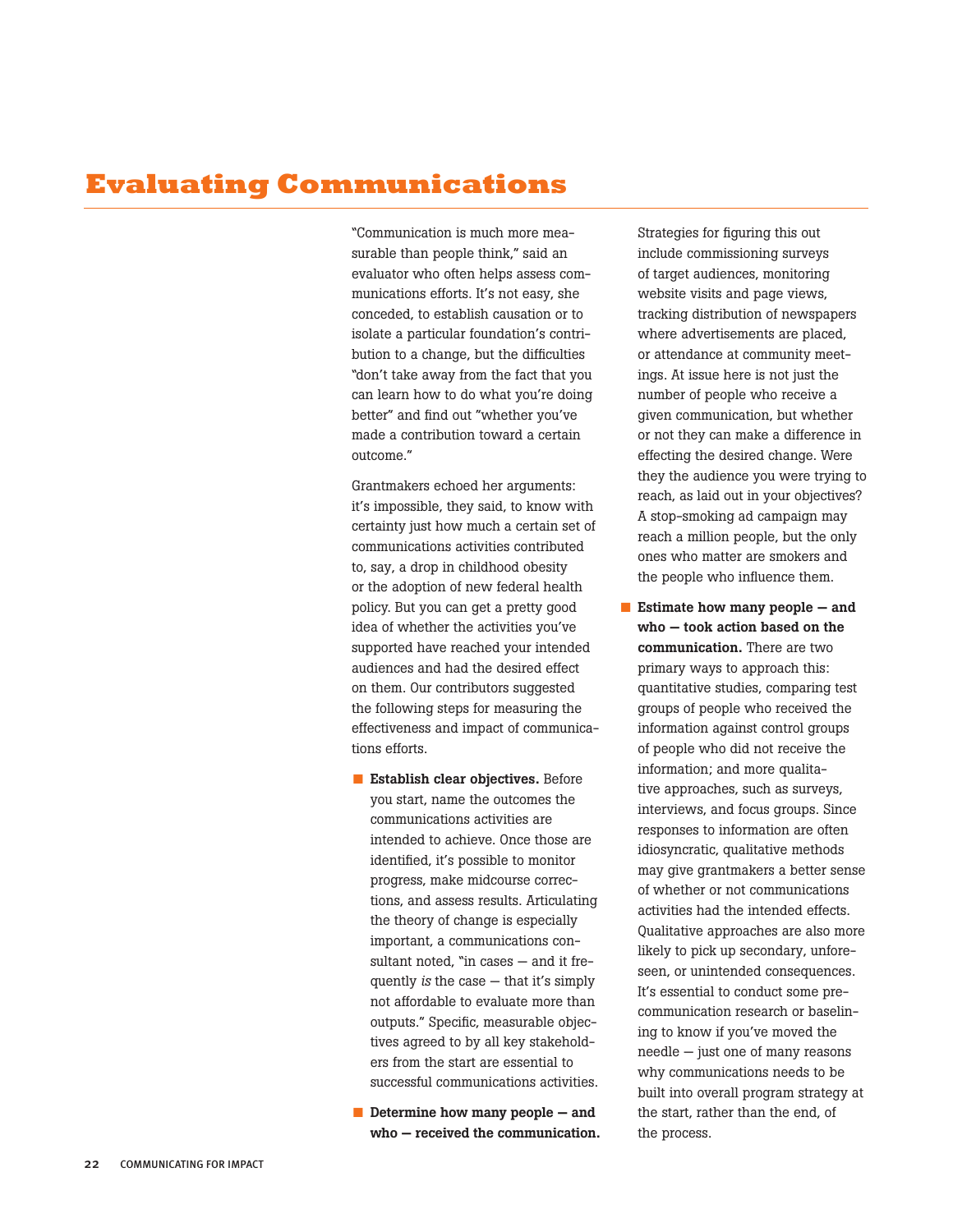# Evaluating Communications

"Communication is much more measurable than people think," said an evaluator who often helps assess communications efforts. It's not easy, she conceded, to establish causation or to isolate a particular foundation's contribution to a change, but the difficulties "don't take away from the fact that you can learn how to do what you're doing better" and find out "whether you've made a contribution toward a certain outcome."

Grantmakers echoed her arguments: it's impossible, they said, to know with certainty just how much a certain set of communications activities contributed to, say, a drop in childhood obesity or the adoption of new federal health policy. But you can get a pretty good idea of whether the activities you've supported have reached your intended audiences and had the desired effect on them. Our contributors suggested the following steps for measuring the effectiveness and impact of communications efforts.

- **Establish clear objectives.** Before you start, name the outcomes the communications activities are intended to achieve. Once those are identified, it's possible to monitor progress, make midcourse corrections, and assess results. Articulating the theory of change is especially important, a communications consultant noted, "in cases — and it frequently *is* the case — that it's simply not affordable to evaluate more than outputs." Specific, measurable objectives agreed to by all key stakeholders from the start are essential to successful communications activities.

- **Determine how many people — and who — received the communication.** Strategies for figuring this out include commissioning surveys of target audiences, monitoring website visits and page views, tracking distribution of newspapers where advertisements are placed, or attendance at community meetings. At issue here is not just the number of people who receive a given communication, but whether or not they can make a difference in effecting the desired change. Were they the audience you were trying to reach, as laid out in your objectives? A stop-smoking ad campaign may reach a million people, but the only ones who matter are smokers and the people who influence them.

- **Estimate how many people — and who — took action based on the communication.** There are two primary ways to approach this: quantitative studies, comparing test groups of people who received the information against control groups of people who did not receive the information; and more qualitative approaches, such as surveys, interviews, and focus groups. Since responses to information are often idiosyncratic, qualitative methods may give grantmakers a better sense of whether or not communications activities had the intended effects. Qualitative approaches are also more likely to pick up secondary, unforeseen, or unintended consequences. It's essential to conduct some pre-communication research or baselining to know if you've moved the needle — just one of many reasons why communications needs to be built into overall program strategy at the start, rather than the end, of the process.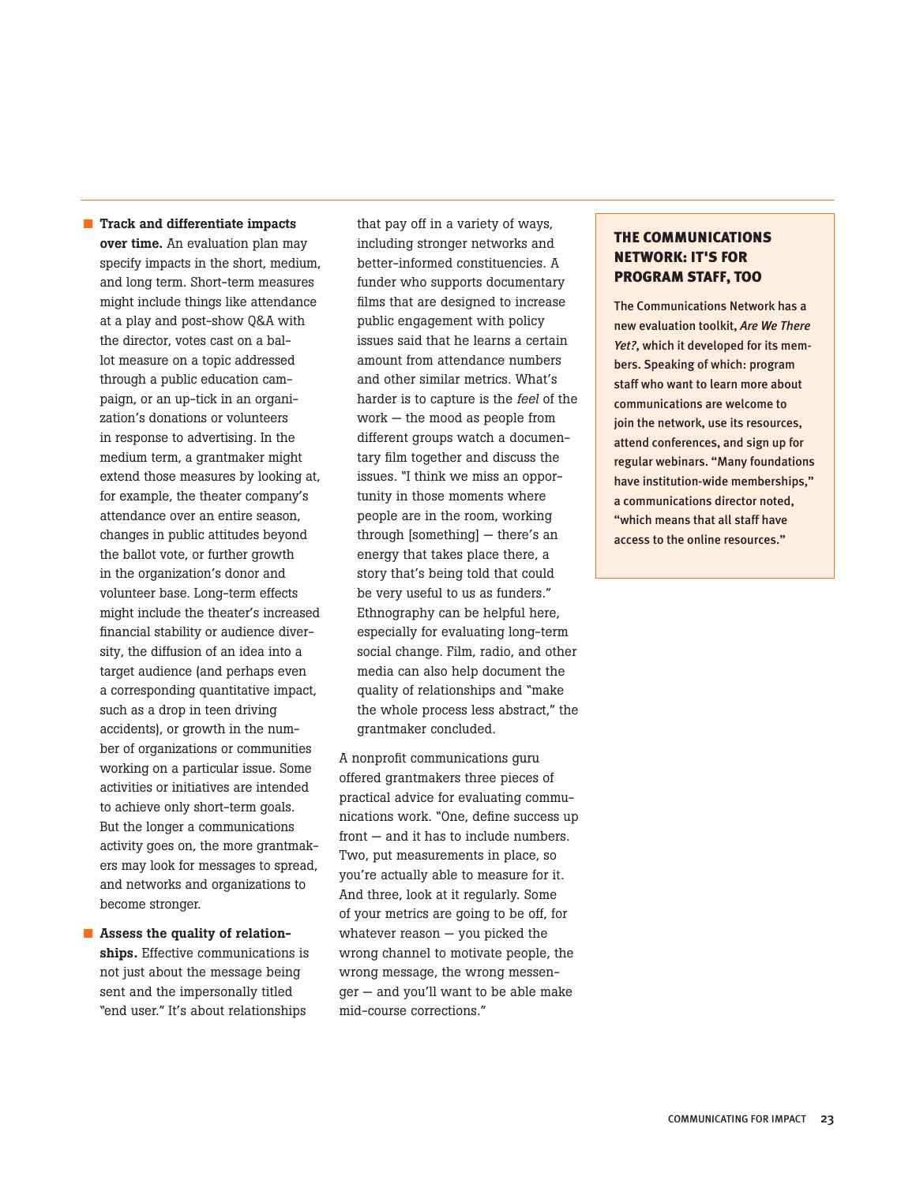- **Track and differentiate impacts over time.** An evaluation plan may specify impacts in the short, medium, and long term. Short-term measures might include things like attendance at a play and post-show Q&A with the director, votes cast on a ballot measure on a topic addressed through a public education campaign, or an up-tick in an organization's donations or volunteers in response to advertising. In the medium term, a grantmaker might extend those measures by looking at, for example, the theater company's attendance over an entire season, changes in public attitudes beyond the ballot vote, or further growth in the organization's donor and volunteer base. Long-term effects might include the theater's increased financial stability or audience diversity, the diffusion of an idea into a target audience (and perhaps even a corresponding quantitative impact, such as a drop in teen driving accidents), or growth in the number of organizations or communities working on a particular issue. Some activities or initiatives are intended to achieve only short-term goals. But the longer a communications activity goes on, the more grantmakers may look for messages to spread, and networks and organizations to become stronger.

- **Assess the quality of relationships.** Effective communications is not just about the message being sent and the impersonally titled "end user." It's about relationships that pay off in a variety of ways, including stronger networks and better-informed constituencies. A funder who supports documentary films that are designed to increase public engagement with policy issues said that he learns a certain amount from attendance numbers and other similar metrics. What's harder is to capture is the *feel* of the work — the mood as people from different groups watch a documentary film together and discuss the issues. "I think we miss an opportunity in those moments where people are in the room, working through [something] — there's an energy that takes place there, a story that's being told that could be very useful to us as funders." Ethnography can be helpful here, especially for evaluating long-term social change. Film, radio, and other media can also help document the quality of relationships and "make the whole process less abstract," the grantmaker concluded.

A nonprofit communications guru offered grantmakers three pieces of practical advice for evaluating communications work. "One, define success up front — and it has to include numbers. Two, put measurements in place, so you're actually able to measure for it. And three, look at it regularly. Some of your metrics are going to be off, for whatever reason — you picked the wrong channel to motivate people, the wrong message, the wrong messenger — and you'll want to be able make mid-course corrections."

### THE COMMUNICATIONS NETWORK: IT'S FOR PROGRAM STAFF, TOO

The Communications Network has a new evaluation toolkit, *Are We There Yet?*, which it developed for its members. Speaking of which: program staff who want to learn more about communications are welcome to join the network, use its resources, attend conferences, and sign up for regular webinars. "Many foundations have institution-wide memberships," a communications director noted, "which means that all staff have access to the online resources."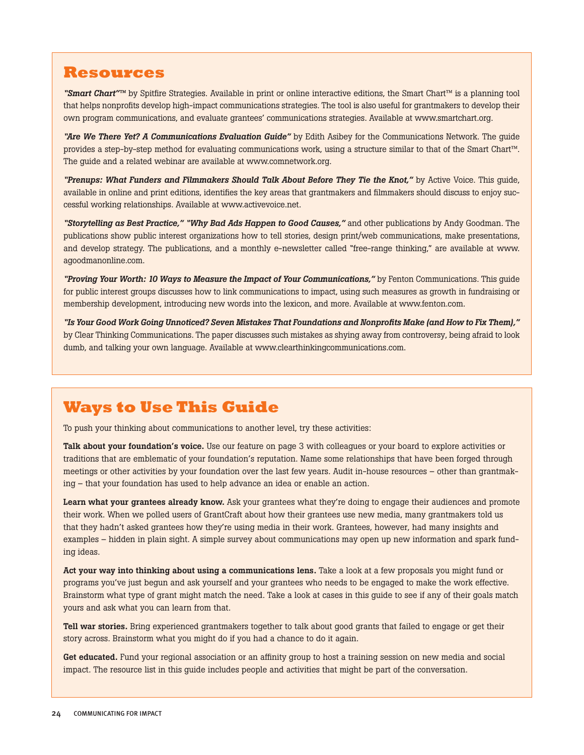## Resources

***"Smart Chart"™*** by Spitfire Strategies. Available in print or online interactive editions, the Smart Chart™ is a planning tool that helps nonprofits develop high-impact communications strategies. The tool is also useful for grantmakers to develop their own program communications, and evaluate grantees' communications strategies. Available at www.smartchart.org.

***"Are We There Yet? A Communications Evaluation Guide"*** by Edith Asibey for the Communications Network. The guide provides a step-by-step method for evaluating communications work, using a structure similar to that of the Smart Chart™. The guide and a related webinar are available at www.comnetwork.org.

***"Prenups: What Funders and Filmmakers Should Talk About Before They Tie the Knot,"*** by Active Voice. This guide, available in online and print editions, identifies the key areas that grantmakers and filmmakers should discuss to enjoy successful working relationships. Available at www.activevoice.net.

***"Storytelling as Best Practice," "Why Bad Ads Happen to Good Causes,"*** and other publications by Andy Goodman. The publications show public interest organizations how to tell stories, design print/web communications, make presentations, and develop strategy. The publications, and a monthly e-newsletter called "free-range thinking," are available at www.agoodmanonline.com.

***"Proving Your Worth: 10 Ways to Measure the Impact of Your Communications,"*** by Fenton Communications. This guide for public interest groups discusses how to link communications to impact, using such measures as growth in fundraising or membership development, introducing new words into the lexicon, and more. Available at www.fenton.com.

***"Is Your Good Work Going Unnoticed? Seven Mistakes That Foundations and Nonprofits Make (and How to Fix Them),"*** by Clear Thinking Communications. The paper discusses such mistakes as shying away from controversy, being afraid to look dumb, and talking your own language. Available at www.clearthinkingcommunications.com.

## Ways to Use This Guide

To push your thinking about communications to another level, try these activities:

**Talk about your foundation's voice.** Use our feature on page 3 with colleagues or your board to explore activities or traditions that are emblematic of your foundation's reputation. Name some relationships that have been forged through meetings or other activities by your foundation over the last few years. Audit in-house resources – other than grantmaking – that your foundation has used to help advance an idea or enable an action.

**Learn what your grantees already know.** Ask your grantees what they're doing to engage their audiences and promote their work. When we polled users of GrantCraft about how their grantees use new media, many grantmakers told us that they hadn't asked grantees how they're using media in their work. Grantees, however, had many insights and examples – hidden in plain sight. A simple survey about communications may open up new information and spark funding ideas.

**Act your way into thinking about using a communications lens.** Take a look at a few proposals you might fund or programs you've just begun and ask yourself and your grantees who needs to be engaged to make the work effective. Brainstorm what type of grant might match the need. Take a look at cases in this guide to see if any of their goals match yours and ask what you can learn from that.

**Tell war stories.** Bring experienced grantmakers together to talk about good grants that failed to engage or get their story across. Brainstorm what you might do if you had a chance to do it again.

**Get educated.** Fund your regional association or an affinity group to host a training session on new media and social impact. The resource list in this guide includes people and activities that might be part of the conversation.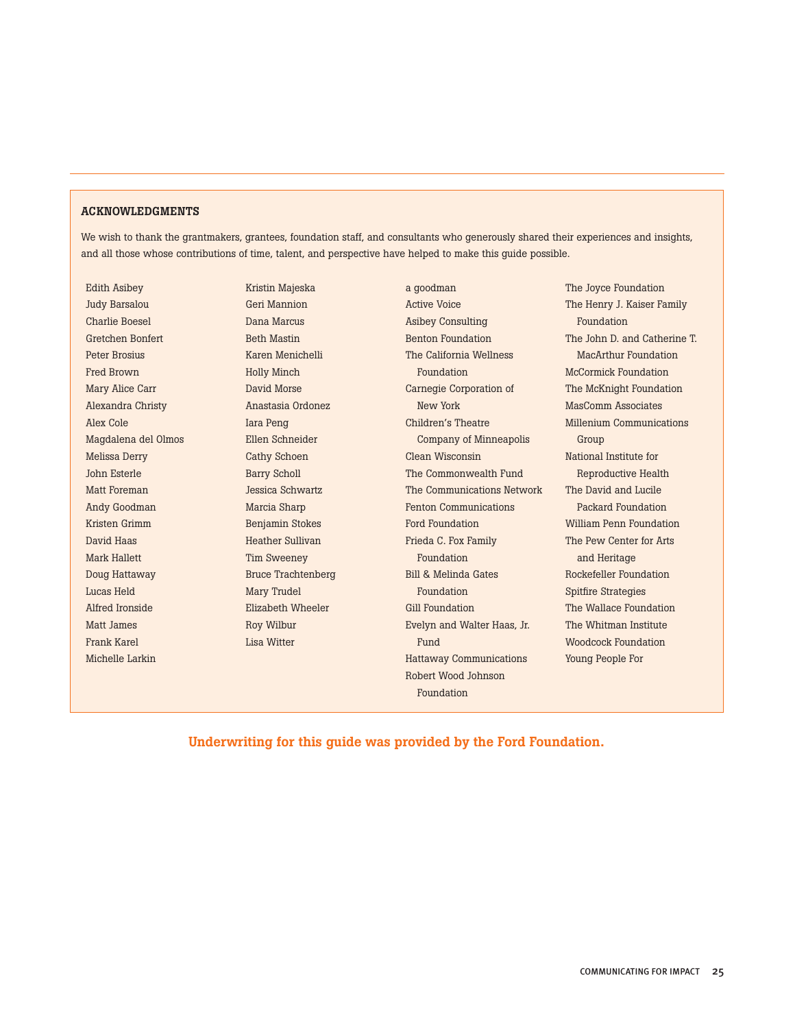## ACKNOWLEDGMENTS

We wish to thank the grantmakers, grantees, foundation staff, and consultants who generously shared their experiences and insights, and all those whose contributions of time, talent, and perspective have helped to make this guide possible.

Edith Asibey
Judy Barsalou
Charlie Boesel
Gretchen Bonfert
Peter Brosius
Fred Brown
Mary Alice Carr
Alexandra Christy
Alex Cole
Magdalena del Olmos
Melissa Derry
John Esterle
Matt Foreman
Andy Goodman
Kristen Grimm
David Haas
Mark Hallett
Doug Hattaway
Lucas Held
Alfred Ironside
Matt James
Frank Karel
Michelle Larkin
Kristin Majeska
Geri Mannion
Dana Marcus
Beth Mastin
Karen Menichelli
Holly Minch
David Morse
Anastasia Ordonez
Iara Peng
Ellen Schneider
Cathy Schoen
Barry Scholl
Jessica Schwartz
Marcia Sharp
Benjamin Stokes
Heather Sullivan
Tim Sweeney
Bruce Trachtenberg
Mary Trudel
Elizabeth Wheeler
Roy Wilbur
Lisa Witter

a goodman
Active Voice
Asibey Consulting
Benton Foundation
The California Wellness Foundation
Carnegie Corporation of New York
Children's Theatre Company of Minneapolis
Clean Wisconsin
The Commonwealth Fund
The Communications Network
Fenton Communications
Ford Foundation
Frieda C. Fox Family Foundation
Bill & Melinda Gates Foundation
Gill Foundation
Evelyn and Walter Haas, Jr. Fund
Hattaway Communications
Robert Wood Johnson Foundation
The Joyce Foundation
The Henry J. Kaiser Family Foundation
The John D. and Catherine T. MacArthur Foundation
McCormick Foundation
The McKnight Foundation
MasComm Associates
Millenium Communications Group
National Institute for Reproductive Health
The David and Lucile Packard Foundation
William Penn Foundation
The Pew Center for Arts and Heritage
Rockefeller Foundation
Spitfire Strategies
The Wallace Foundation
The Whitman Institute
Woodcock Foundation
Young People For

**Underwriting for this guide was provided by the Ford Foundation.**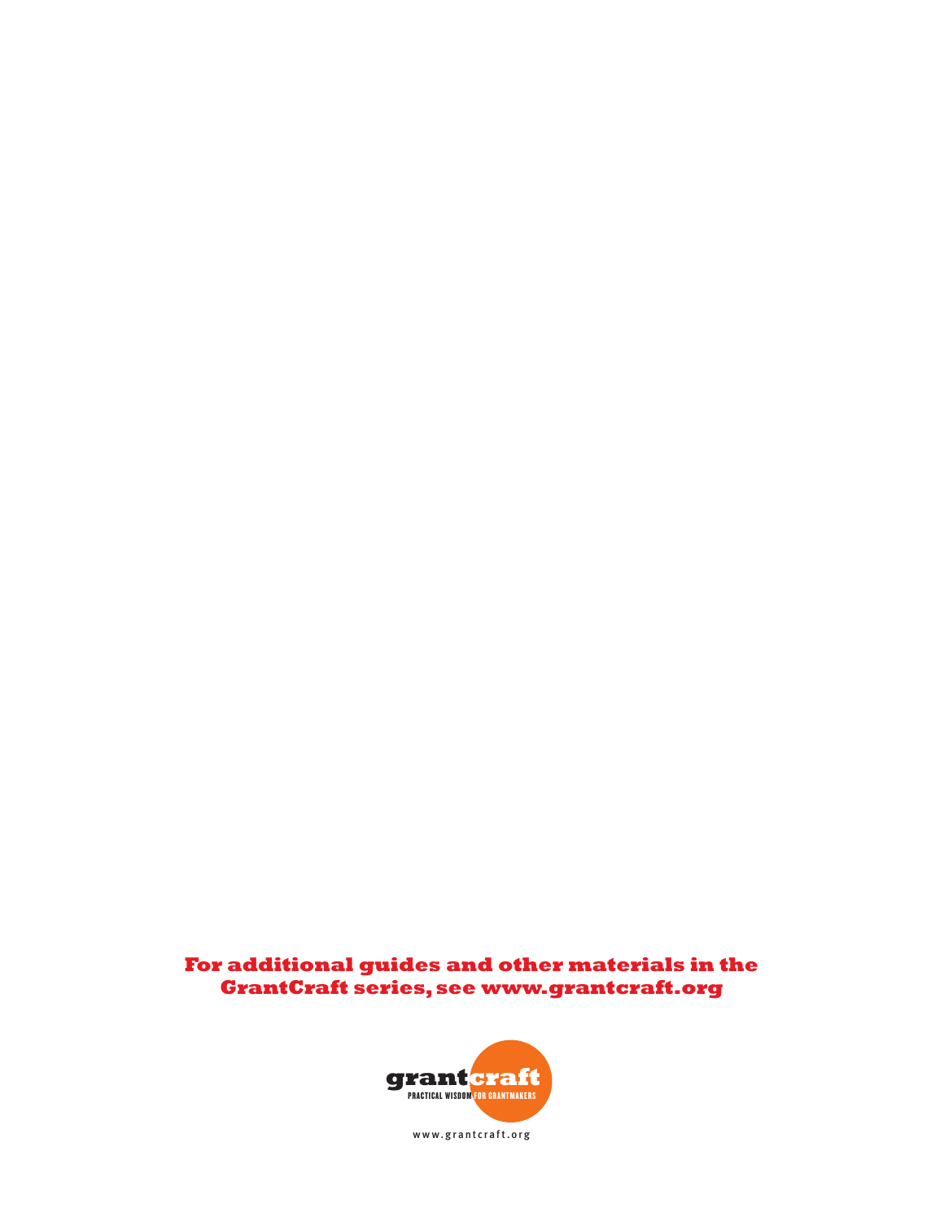**For additional guides and other materials in the GrantCraft series, see www.grantcraft.org**

grantcraft

PRACTICAL WISDOM FOR GRANTMAKERS

www.grantcraft.org